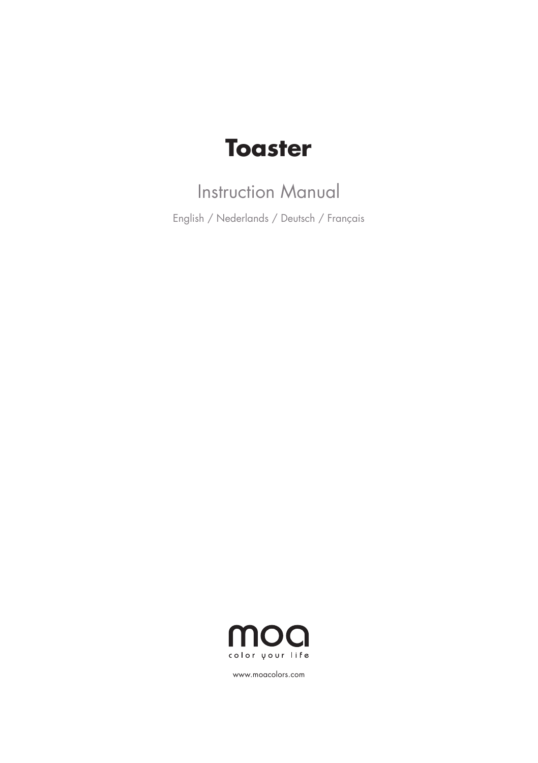# Toaster

## Instruction Manual

English / Nederlands / Deutsch / Français

moa
color your life

www.moacolors.com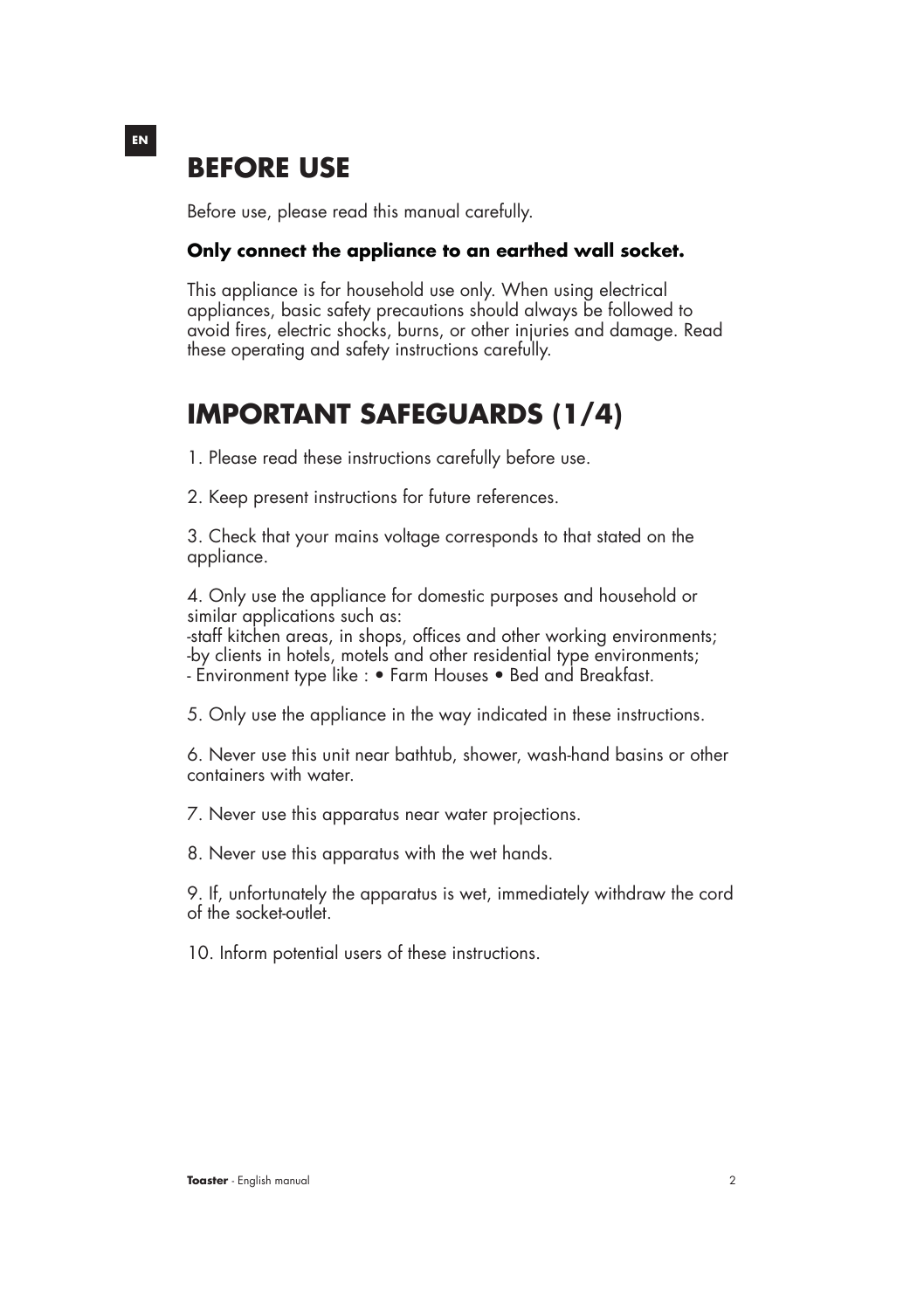# BEFORE USE

Before use, please read this manual carefully.

**Only connect the appliance to an earthed wall socket.**

This appliance is for household use only. When using electrical appliances, basic safety precautions should always be followed to avoid fires, electric shocks, burns, or other injuries and damage. Read these operating and safety instructions carefully.

# IMPORTANT SAFEGUARDS (1/4)

1. Please read these instructions carefully before use.

2. Keep present instructions for future references.

3. Check that your mains voltage corresponds to that stated on the appliance.

4. Only use the appliance for domestic purposes and household or similar applications such as:
-staff kitchen areas, in shops, offices and other working environments;
-by clients in hotels, motels and other residential type environments;
- Environment type like : • Farm Houses • Bed and Breakfast.

5. Only use the appliance in the way indicated in these instructions.

6. Never use this unit near bathtub, shower, wash-hand basins or other containers with water.

7. Never use this apparatus near water projections.

8. Never use this apparatus with the wet hands.

9. If, unfortunately the apparatus is wet, immediately withdraw the cord of the socket-outlet.

10. Inform potential users of these instructions.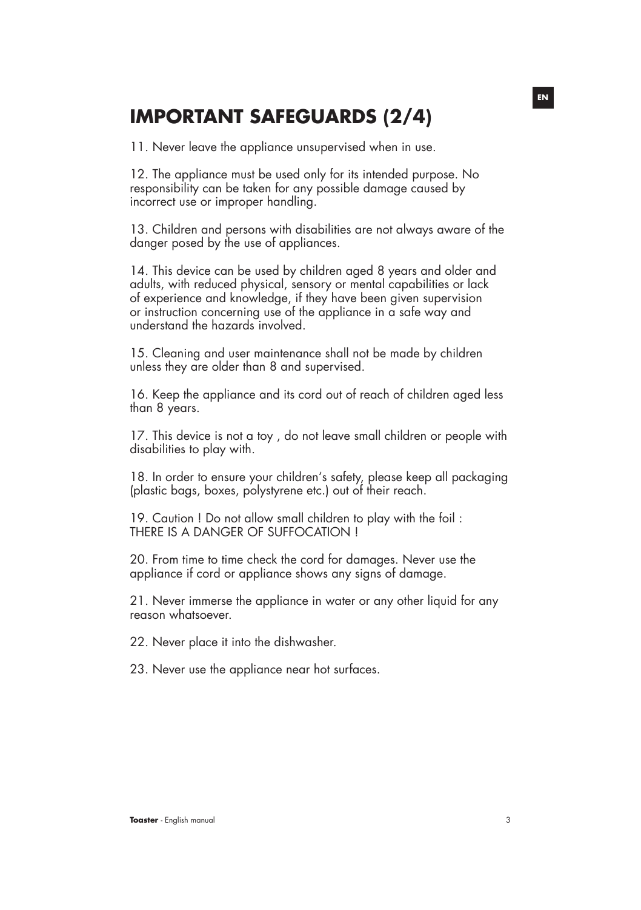# IMPORTANT SAFEGUARDS (2/4)

11. Never leave the appliance unsupervised when in use.

12. The appliance must be used only for its intended purpose. No responsibility can be taken for any possible damage caused by incorrect use or improper handling.

13. Children and persons with disabilities are not always aware of the danger posed by the use of appliances.

14. This device can be used by children aged 8 years and older and adults, with reduced physical, sensory or mental capabilities or lack of experience and knowledge, if they have been given supervision or instruction concerning use of the appliance in a safe way and understand the hazards involved.

15. Cleaning and user maintenance shall not be made by children unless they are older than 8 and supervised.

16. Keep the appliance and its cord out of reach of children aged less than 8 years.

17. This device is not a toy , do not leave small children or people with disabilities to play with.

18. In order to ensure your children's safety, please keep all packaging (plastic bags, boxes, polystyrene etc.) out of their reach.

19. Caution ! Do not allow small children to play with the foil : THERE IS A DANGER OF SUFFOCATION !

20. From time to time check the cord for damages. Never use the appliance if cord or appliance shows any signs of damage.

21. Never immerse the appliance in water or any other liquid for any reason whatsoever.

22. Never place it into the dishwasher.

23. Never use the appliance near hot surfaces.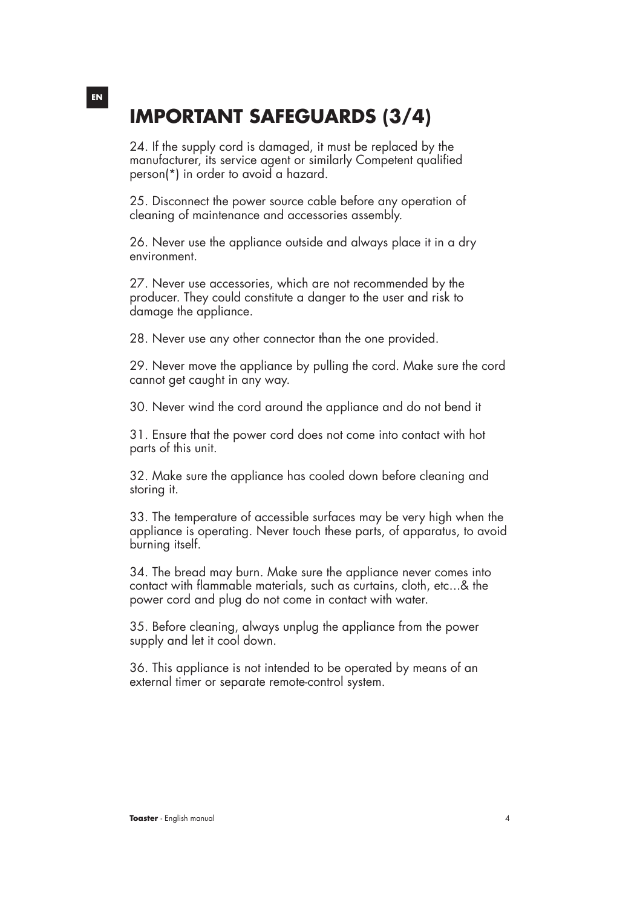# IMPORTANT SAFEGUARDS (3/4)

24. If the supply cord is damaged, it must be replaced by the manufacturer, its service agent or similarly Competent qualified person(*) in order to avoid a hazard.

25. Disconnect the power source cable before any operation of cleaning of maintenance and accessories assembly.

26. Never use the appliance outside and always place it in a dry environment.

27. Never use accessories, which are not recommended by the producer. They could constitute a danger to the user and risk to damage the appliance.

28. Never use any other connector than the one provided.

29. Never move the appliance by pulling the cord. Make sure the cord cannot get caught in any way.

30. Never wind the cord around the appliance and do not bend it

31. Ensure that the power cord does not come into contact with hot parts of this unit.

32. Make sure the appliance has cooled down before cleaning and storing it.

33. The temperature of accessible surfaces may be very high when the appliance is operating. Never touch these parts, of apparatus, to avoid burning itself.

34. The bread may burn. Make sure the appliance never comes into contact with flammable materials, such as curtains, cloth, etc...& the power cord and plug do not come in contact with water.

35. Before cleaning, always unplug the appliance from the power supply and let it cool down.

36. This appliance is not intended to be operated by means of an external timer or separate remote-control system.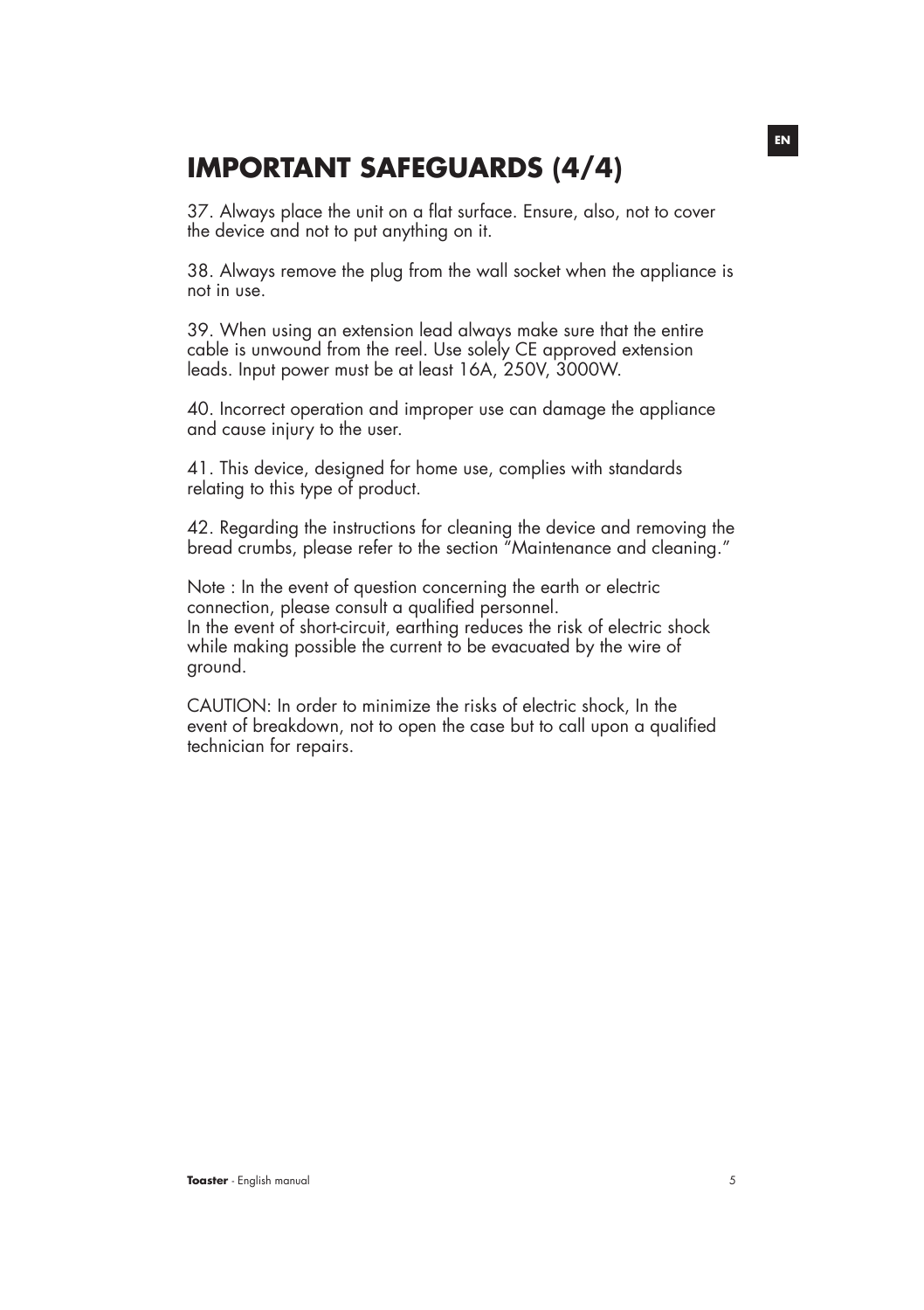# IMPORTANT SAFEGUARDS (4/4)

37. Always place the unit on a flat surface. Ensure, also, not to cover the device and not to put anything on it.

38. Always remove the plug from the wall socket when the appliance is not in use.

39. When using an extension lead always make sure that the entire cable is unwound from the reel. Use solely CE approved extension leads. Input power must be at least 16A, 250V, 3000W.

40. Incorrect operation and improper use can damage the appliance and cause injury to the user.

41. This device, designed for home use, complies with standards relating to this type of product.

42. Regarding the instructions for cleaning the device and removing the bread crumbs, please refer to the section "Maintenance and cleaning."

Note : In the event of question concerning the earth or electric connection, please consult a qualified personnel.
In the event of short-circuit, earthing reduces the risk of electric shock while making possible the current to be evacuated by the wire of ground.

CAUTION: In order to minimize the risks of electric shock, In the event of breakdown, not to open the case but to call upon a qualified technician for repairs.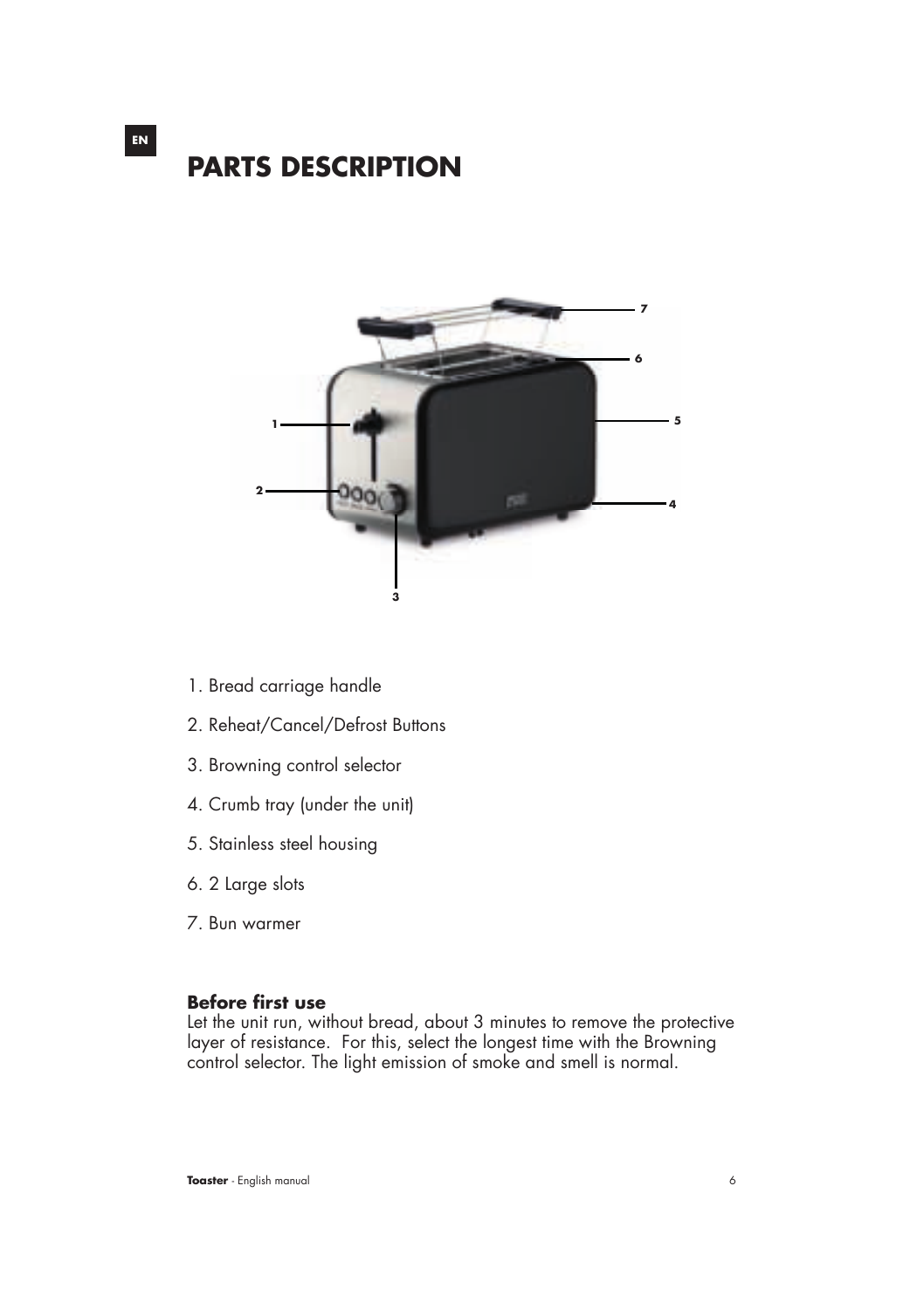# PARTS DESCRIPTION

1. Bread carriage handle
2. Reheat/Cancel/Defrost Buttons
3. Browning control selector
4. Crumb tray (under the unit)
5. Stainless steel housing
6. 2 Large slots
7. Bun warmer

### Before first use

Let the unit run, without bread, about 3 minutes to remove the protective layer of resistance. For this, select the longest time with the Browning control selector. The light emission of smoke and smell is normal.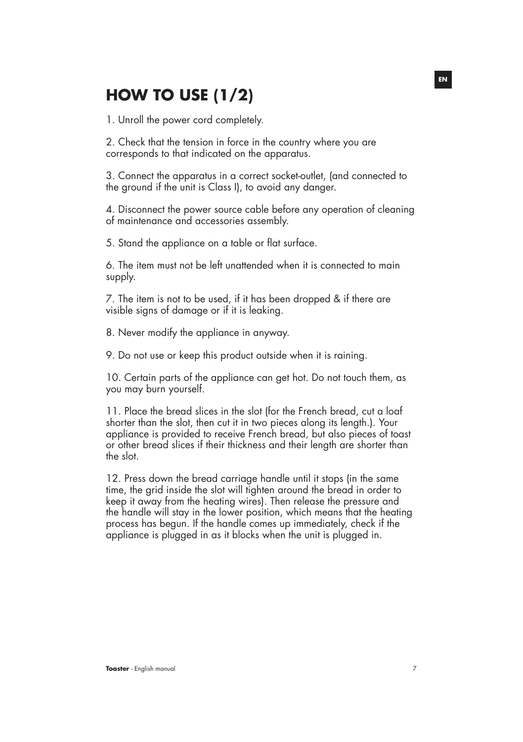# HOW TO USE (1/2)

1. Unroll the power cord completely.

2. Check that the tension in force in the country where you are corresponds to that indicated on the apparatus.

3. Connect the apparatus in a correct socket-outlet, (and connected to the ground if the unit is Class I), to avoid any danger.

4. Disconnect the power source cable before any operation of cleaning of maintenance and accessories assembly.

5. Stand the appliance on a table or flat surface.

6. The item must not be left unattended when it is connected to main supply.

7. The item is not to be used, if it has been dropped & if there are visible signs of damage or if it is leaking.

8. Never modify the appliance in anyway.

9. Do not use or keep this product outside when it is raining.

10. Certain parts of the appliance can get hot. Do not touch them, as you may burn yourself.

11. Place the bread slices in the slot (for the French bread, cut a loaf shorter than the slot, then cut it in two pieces along its length.). Your appliance is provided to receive French bread, but also pieces of toast or other bread slices if their thickness and their length are shorter than the slot.

12. Press down the bread carriage handle until it stops (in the same time, the grid inside the slot will tighten around the bread in order to keep it away from the heating wires). Then release the pressure and the handle will stay in the lower position, which means that the heating process has begun. If the handle comes up immediately, check if the appliance is plugged in as it blocks when the unit is plugged in.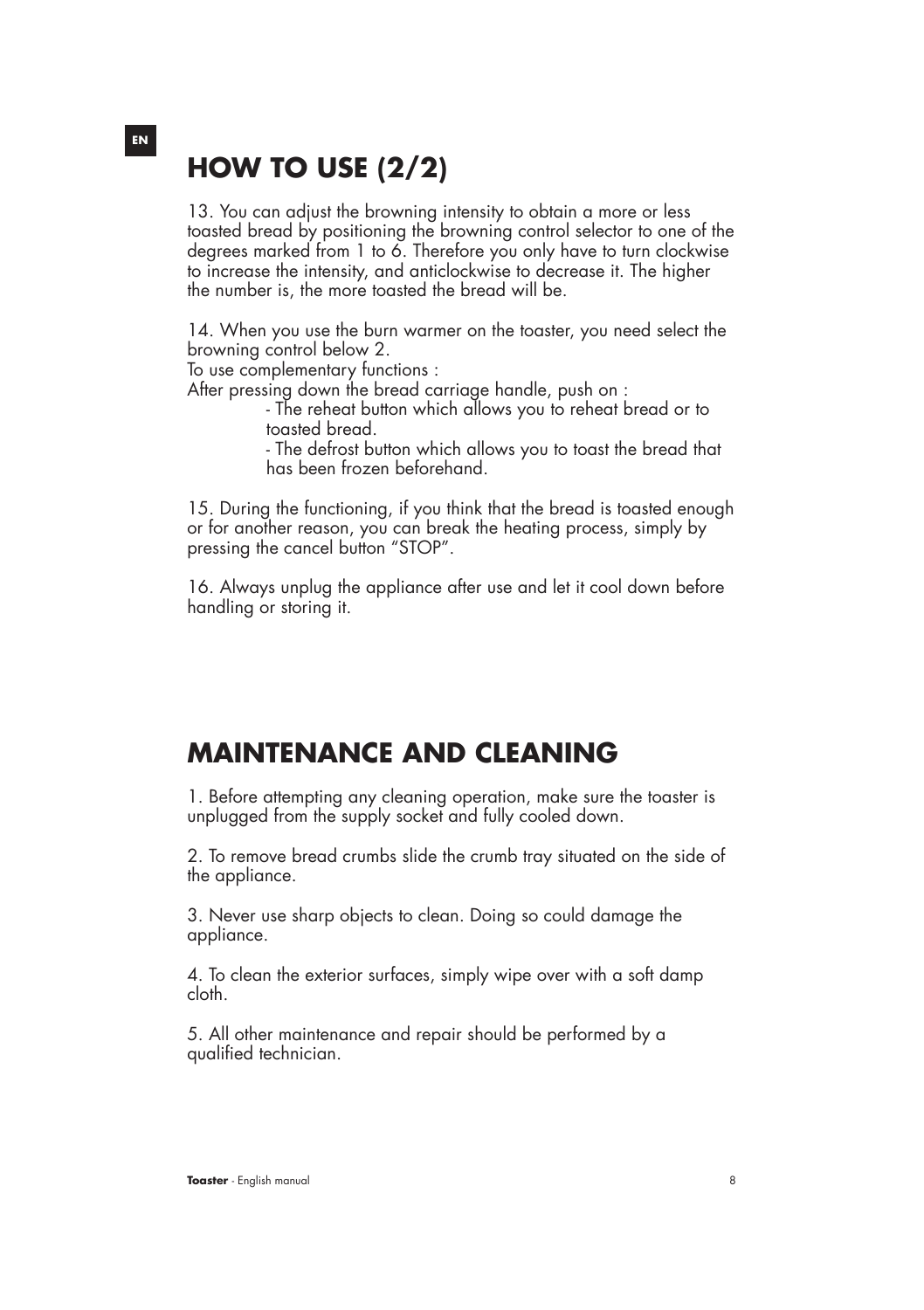## HOW TO USE (2/2)

13. You can adjust the browning intensity to obtain a more or less toasted bread by positioning the browning control selector to one of the degrees marked from 1 to 6. Therefore you only have to turn clockwise to increase the intensity, and anticlockwise to decrease it. The higher the number is, the more toasted the bread will be.

14. When you use the burn warmer on the toaster, you need select the browning control below 2.
To use complementary functions :
After pressing down the bread carriage handle, push on :

- The reheat button which allows you to reheat bread or to toasted bread.
- The defrost button which allows you to toast the bread that has been frozen beforehand.

15. During the functioning, if you think that the bread is toasted enough or for another reason, you can break the heating process, simply by pressing the cancel button “STOP”.

16. Always unplug the appliance after use and let it cool down before handling or storing it.

## MAINTENANCE AND CLEANING

1. Before attempting any cleaning operation, make sure the toaster is unplugged from the supply socket and fully cooled down.

2. To remove bread crumbs slide the crumb tray situated on the side of the appliance.

3. Never use sharp objects to clean. Doing so could damage the appliance.

4. To clean the exterior surfaces, simply wipe over with a soft damp cloth.

5. All other maintenance and repair should be performed by a qualified technician.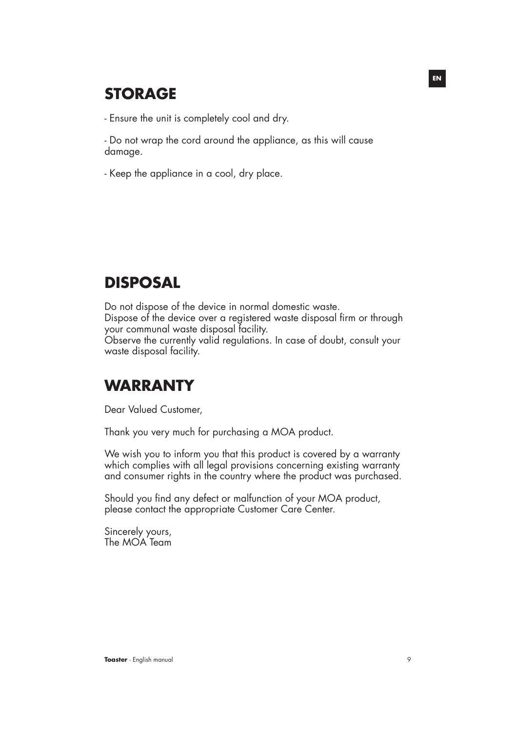## STORAGE

- Ensure the unit is completely cool and dry.

- Do not wrap the cord around the appliance, as this will cause damage.

- Keep the appliance in a cool, dry place.

## DISPOSAL

Do not dispose of the device in normal domestic waste.
Dispose of the device over a registered waste disposal firm or through your communal waste disposal facility.
Observe the currently valid regulations. In case of doubt, consult your waste disposal facility.

## WARRANTY

Dear Valued Customer,

Thank you very much for purchasing a MOA product.

We wish you to inform you that this product is covered by a warranty which complies with all legal provisions concerning existing warranty and consumer rights in the country where the product was purchased.

Should you find any defect or malfunction of your MOA product, please contact the appropriate Customer Care Center.

Sincerely yours,
The MOA Team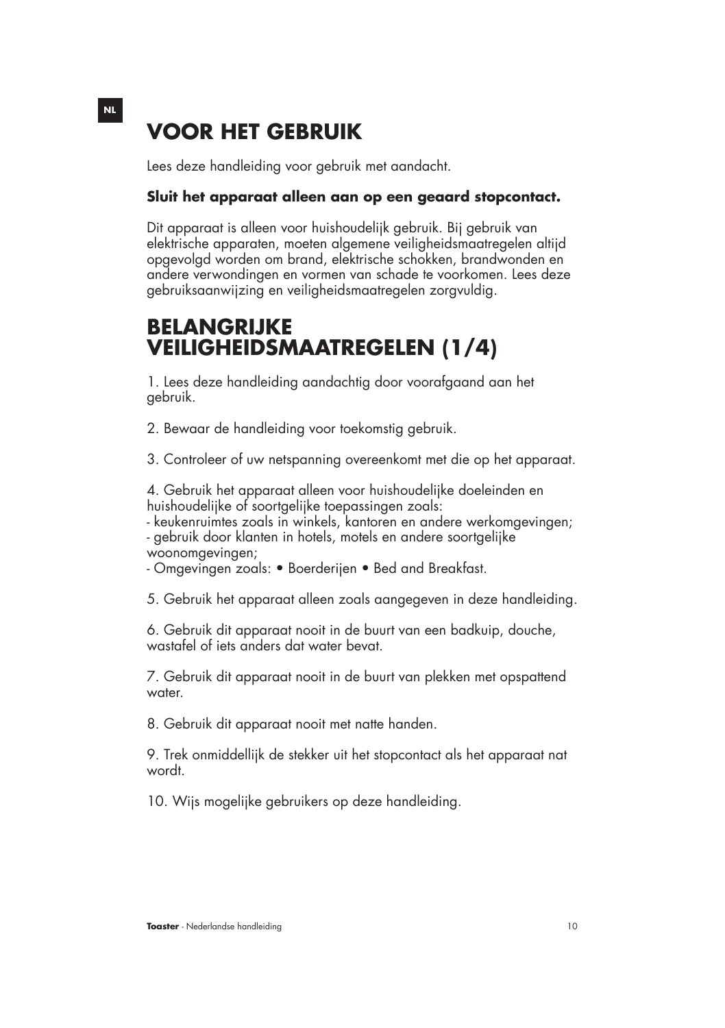# VOOR HET GEBRUIK

Lees deze handleiding voor gebruik met aandacht.

**Sluit het apparaat alleen aan op een geaard stopcontact.**

Dit apparaat is alleen voor huishoudelijk gebruik. Bij gebruik van elektrische apparaten, moeten algemene veiligheidsmaatregelen altijd opgevolgd worden om brand, elektrische schokken, brandwonden en andere verwondingen en vormen van schade te voorkomen. Lees deze gebruiksaanwijzing en veiligheidsmaatregelen zorgvuldig.

# BELANGRIJKE VEILIGHEIDSMAATREGELEN (1/4)

1. Lees deze handleiding aandachtig door voorafgaand aan het gebruik.

2. Bewaar de handleiding voor toekomstig gebruik.

3. Controleer of uw netspanning overeenkomt met die op het apparaat.

4. Gebruik het apparaat alleen voor huishoudelijke doeleinden en huishoudelijke of soortgelijke toepassingen zoals:
- keukenruimtes zoals in winkels, kantoren en andere werkomgevingen;
- gebruik door klanten in hotels, motels en andere soortgelijke woonomgevingen;
- Omgevingen zoals: • Boerderijen • Bed and Breakfast.

5. Gebruik het apparaat alleen zoals aangegeven in deze handleiding.

6. Gebruik dit apparaat nooit in de buurt van een badkuip, douche, wastafel of iets anders dat water bevat.

7. Gebruik dit apparaat nooit in de buurt van plekken met opspattend water.

8. Gebruik dit apparaat nooit met natte handen.

9. Trek onmiddellijk de stekker uit het stopcontact als het apparaat nat wordt.

10. Wijs mogelijke gebruikers op deze handleiding.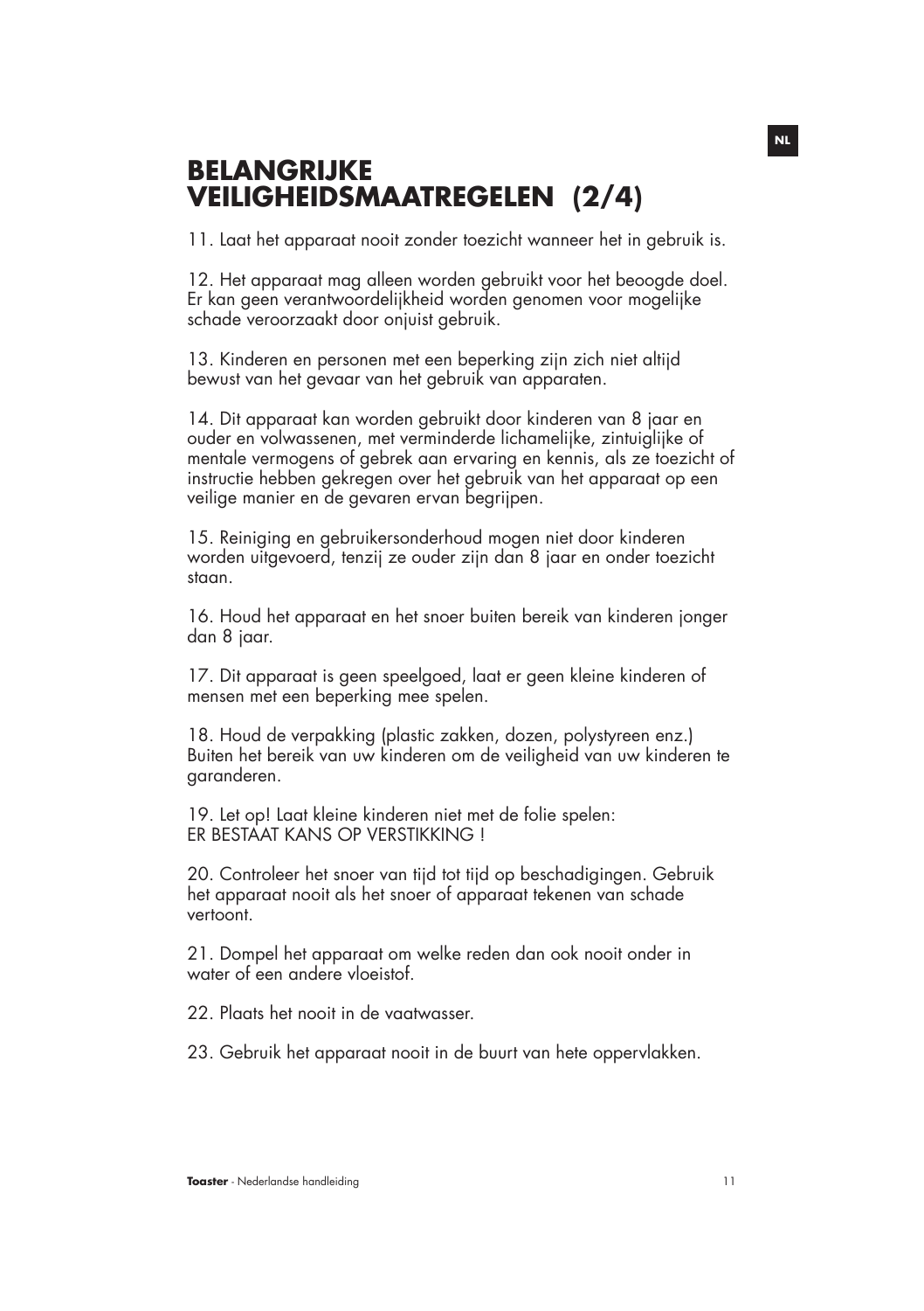# BELANGRIJKE VEILIGHEIDSMAATREGELEN (2/4)

11. Laat het apparaat nooit zonder toezicht wanneer het in gebruik is.

12. Het apparaat mag alleen worden gebruikt voor het beoogde doel. Er kan geen verantwoordelijkheid worden genomen voor mogelijke schade veroorzaakt door onjuist gebruik.

13. Kinderen en personen met een beperking zijn zich niet altijd bewust van het gevaar van het gebruik van apparaten.

14. Dit apparaat kan worden gebruikt door kinderen van 8 jaar en ouder en volwassenen, met verminderde lichamelijke, zintuiglijke of mentale vermogens of gebrek aan ervaring en kennis, als ze toezicht of instructie hebben gekregen over het gebruik van het apparaat op een veilige manier en de gevaren ervan begrijpen.

15. Reiniging en gebruikersonderhoud mogen niet door kinderen worden uitgevoerd, tenzij ze ouder zijn dan 8 jaar en onder toezicht staan.

16. Houd het apparaat en het snoer buiten bereik van kinderen jonger dan 8 jaar.

17. Dit apparaat is geen speelgoed, laat er geen kleine kinderen of mensen met een beperking mee spelen.

18. Houd de verpakking (plastic zakken, dozen, polystyreen enz.) Buiten het bereik van uw kinderen om de veiligheid van uw kinderen te garanderen.

19. Let op! Laat kleine kinderen niet met de folie spelen:
ER BESTAAT KANS OP VERSTIKKING !

20. Controleer het snoer van tijd tot tijd op beschadigingen. Gebruik het apparaat nooit als het snoer of apparaat tekenen van schade vertoont.

21. Dompel het apparaat om welke reden dan ook nooit onder in water of een andere vloeistof.

22. Plaats het nooit in de vaatwasser.

23. Gebruik het apparaat nooit in de buurt van hete oppervlakken.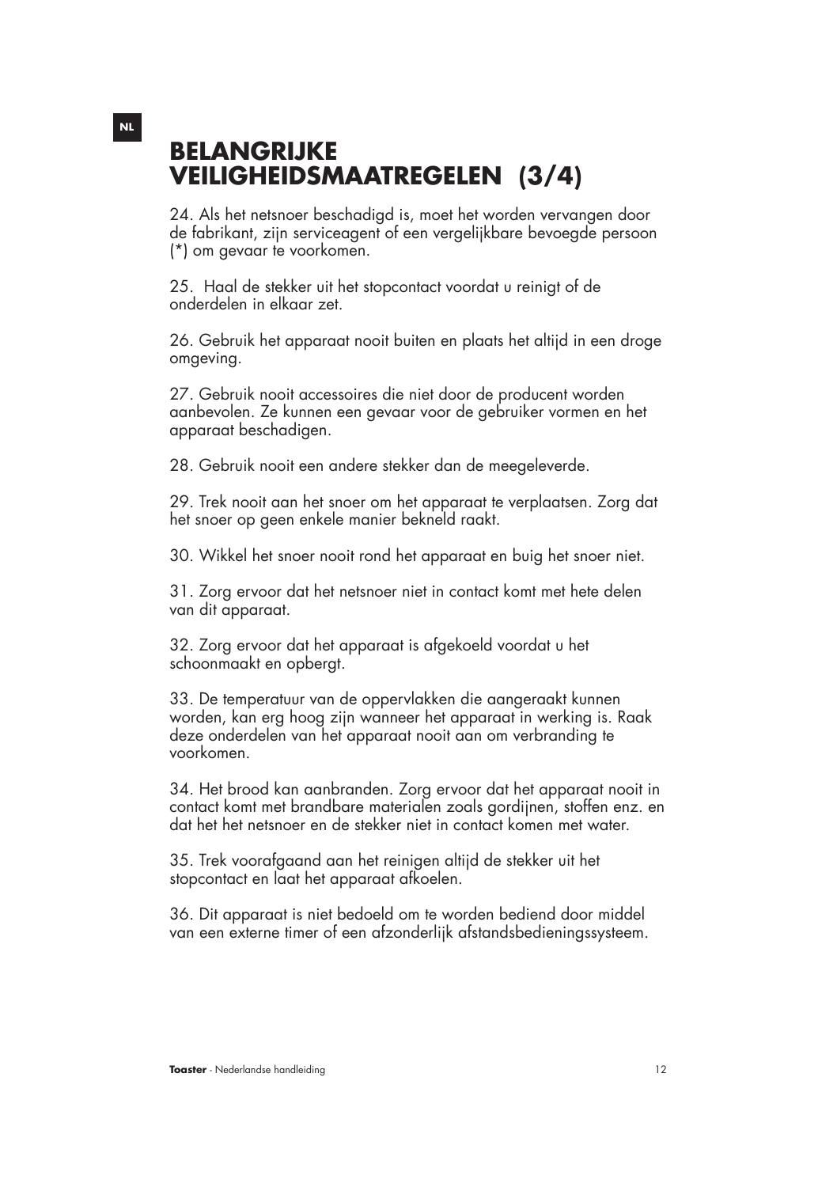# BELANGRIJKE VEILIGHEIDSMAATREGELEN (3/4)

24. Als het netsnoer beschadigd is, moet het worden vervangen door de fabrikant, zijn serviceagent of een vergelijkbare bevoegde persoon (*) om gevaar te voorkomen.

25. Haal de stekker uit het stopcontact voordat u reinigt of de onderdelen in elkaar zet.

26. Gebruik het apparaat nooit buiten en plaats het altijd in een droge omgeving.

27. Gebruik nooit accessoires die niet door de producent worden aanbevolen. Ze kunnen een gevaar voor de gebruiker vormen en het apparaat beschadigen.

28. Gebruik nooit een andere stekker dan de meegeleverde.

29. Trek nooit aan het snoer om het apparaat te verplaatsen. Zorg dat het snoer op geen enkele manier bekneld raakt.

30. Wikkel het snoer nooit rond het apparaat en buig het snoer niet.

31. Zorg ervoor dat het netsnoer niet in contact komt met hete delen van dit apparaat.

32. Zorg ervoor dat het apparaat is afgekoeld voordat u het schoonmaakt en opbergt.

33. De temperatuur van de oppervlakken die aangeraakt kunnen worden, kan erg hoog zijn wanneer het apparaat in werking is. Raak deze onderdelen van het apparaat nooit aan om verbranding te voorkomen.

34. Het brood kan aanbranden. Zorg ervoor dat het apparaat nooit in contact komt met brandbare materialen zoals gordijnen, stoffen enz. en dat het het netsnoer en de stekker niet in contact komen met water.

35. Trek voorafgaand aan het reinigen altijd de stekker uit het stopcontact en laat het apparaat afkoelen.

36. Dit apparaat is niet bedoeld om te worden bediend door middel van een externe timer of een afzonderlijk afstandsbedieningssysteem.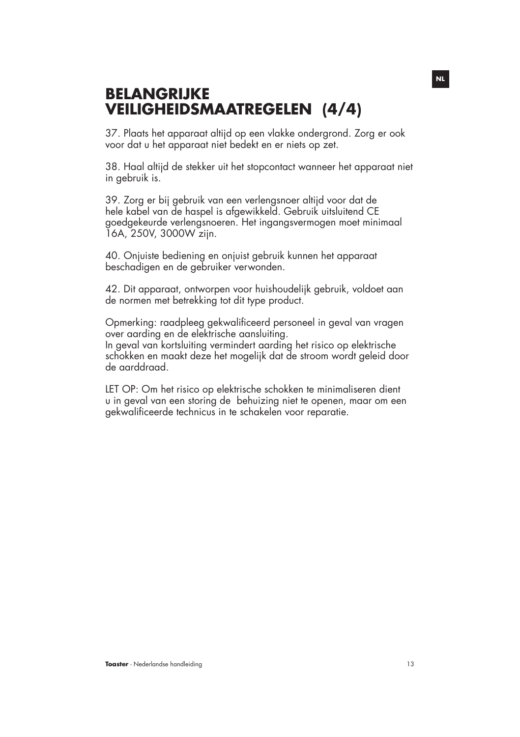# BELANGRIJKE VEILIGHEIDSMAATREGELEN (4/4)

37. Plaats het apparaat altijd op een vlakke ondergrond. Zorg er ook voor dat u het apparaat niet bedekt en er niets op zet.

38. Haal altijd de stekker uit het stopcontact wanneer het apparaat niet in gebruik is.

39. Zorg er bij gebruik van een verlengsnoer altijd voor dat de hele kabel van de haspel is afgewikkeld. Gebruik uitsluitend CE goedgekeurde verlengsnoeren. Het ingangsvermogen moet minimaal 16A, 250V, 3000W zijn.

40. Onjuiste bediening en onjuist gebruik kunnen het apparaat beschadigen en de gebruiker verwonden.

42. Dit apparaat, ontworpen voor huishoudelijk gebruik, voldoet aan de normen met betrekking tot dit type product.

Opmerking: raadpleeg gekwalificeerd personeel in geval van vragen over aarding en de elektrische aansluiting.
In geval van kortsluiting vermindert aarding het risico op elektrische schokken en maakt deze het mogelijk dat de stroom wordt geleid door de aarddraad.

LET OP: Om het risico op elektrische schokken te minimaliseren dient u in geval van een storing de behuizing niet te openen, maar om een gekwalificeerde technicus in te schakelen voor reparatie.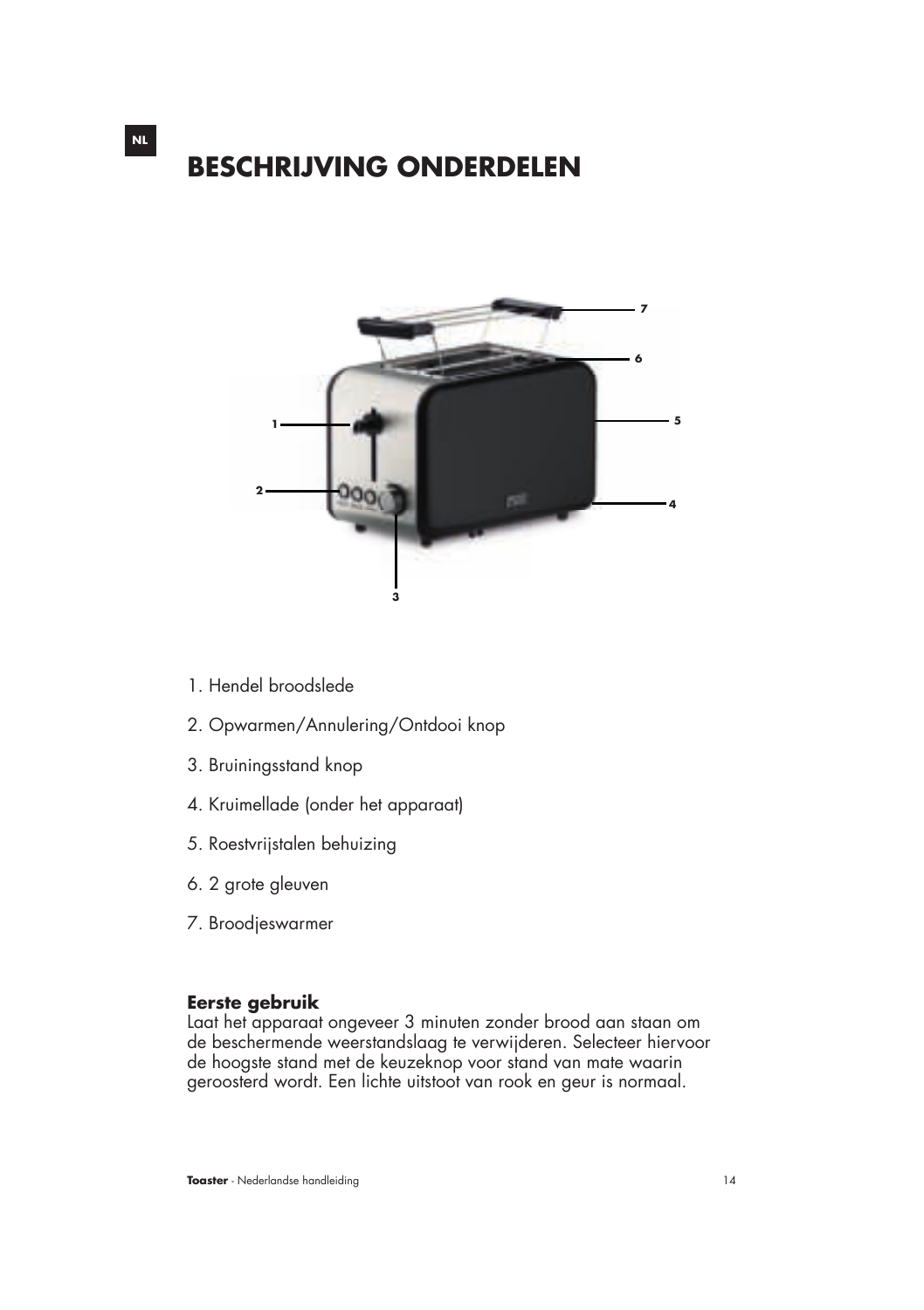# BESCHRIJVING ONDERDELEN

1. Hendel broodslede
2. Opwarmen/Annulering/Ontdooi knop
3. Bruiningsstand knop
4. Kruimellade (onder het apparaat)
5. Roestvrijstalen behuizing
6. 2 grote gleuven
7. Broodjeswarmer

**Eerste gebruik**
Laat het apparaat ongeveer 3 minuten zonder brood aan staan om de beschermende weerstandslaag te verwijderen. Selecteer hiervoor de hoogste stand met de keuzeknop voor stand van mate waarin geroosterd wordt. Een lichte uitstoot van rook en geur is normaal.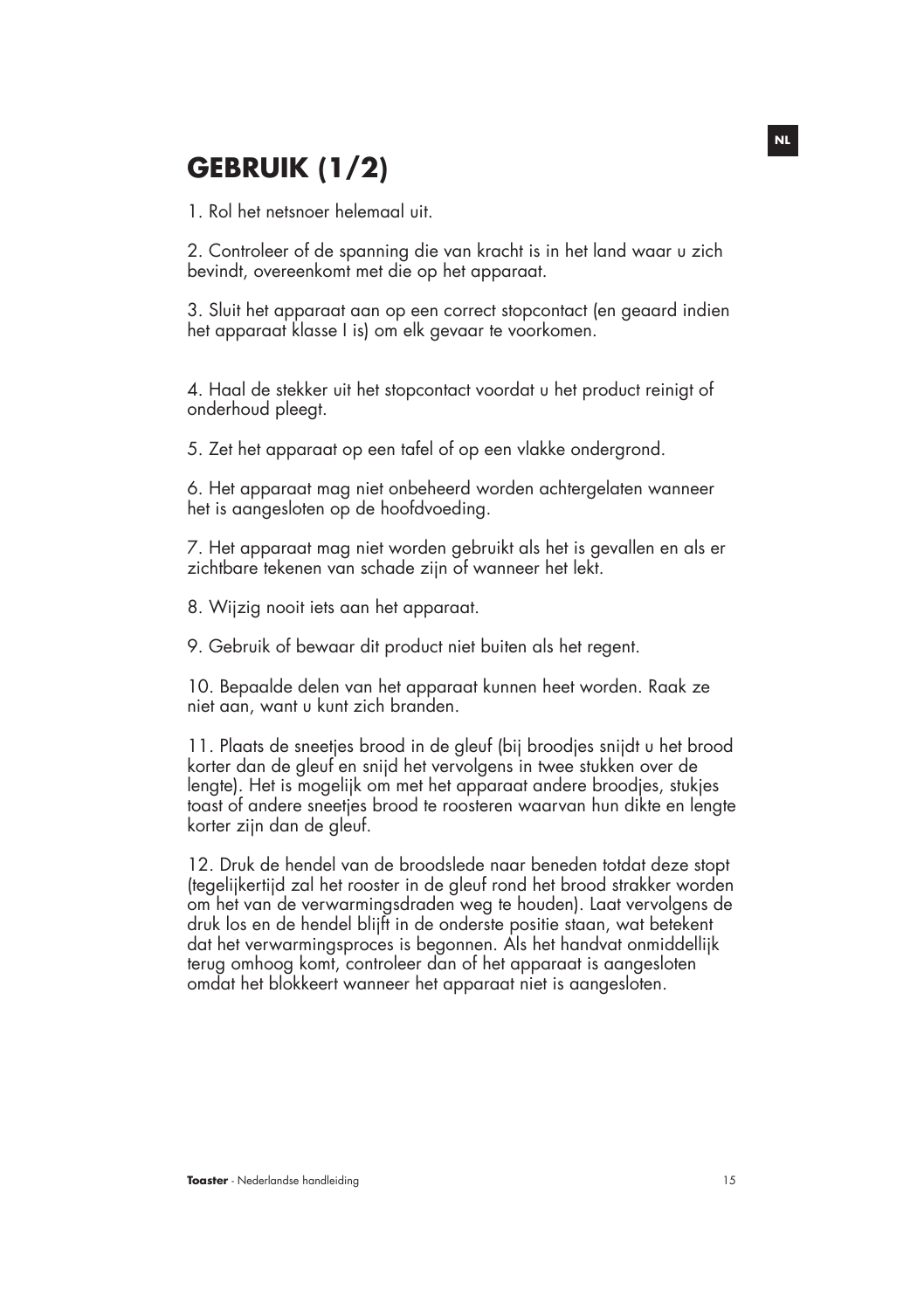# GEBRUIK (1/2)

1. Rol het netsnoer helemaal uit.

2. Controleer of de spanning die van kracht is in het land waar u zich bevindt, overeenkomt met die op het apparaat.

3. Sluit het apparaat aan op een correct stopcontact (en geaard indien het apparaat klasse I is) om elk gevaar te voorkomen.

4. Haal de stekker uit het stopcontact voordat u het product reinigt of onderhoud pleegt.

5. Zet het apparaat op een tafel of op een vlakke ondergrond.

6. Het apparaat mag niet onbeheerd worden achtergelaten wanneer het is aangesloten op de hoofdvoeding.

7. Het apparaat mag niet worden gebruikt als het is gevallen en als er zichtbare tekenen van schade zijn of wanneer het lekt.

8. Wijzig nooit iets aan het apparaat.

9. Gebruik of bewaar dit product niet buiten als het regent.

10. Bepaalde delen van het apparaat kunnen heet worden. Raak ze niet aan, want u kunt zich branden.

11. Plaats de sneetjes brood in de gleuf (bij broodjes snijdt u het brood korter dan de gleuf en snijd het vervolgens in twee stukken over de lengte). Het is mogelijk om met het apparaat andere broodjes, stukjes toast of andere sneetjes brood te roosteren waarvan hun dikte en lengte korter zijn dan de gleuf.

12. Druk de hendel van de broodslede naar beneden totdat deze stopt (tegelijkertijd zal het rooster in de gleuf rond het brood strakker worden om het van de verwarmingsdraden weg te houden). Laat vervolgens de druk los en de hendel blijft in de onderste positie staan, wat betekent dat het verwarmingsproces is begonnen. Als het handvat onmiddellijk terug omhoog komt, controleer dan of het apparaat is aangesloten omdat het blokkeert wanneer het apparaat niet is aangesloten.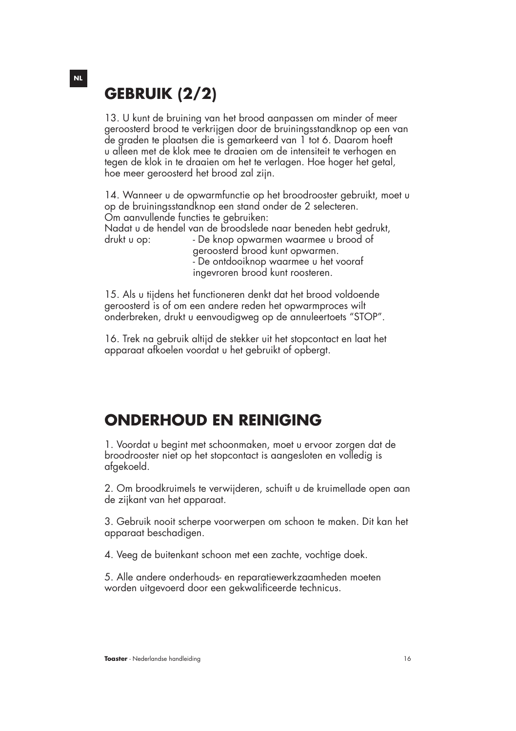## GEBRUIK (2/2)

13. U kunt de bruining van het brood aanpassen om minder of meer geroosterd brood te verkrijgen door de bruiningsstandknop op een van de graden te plaatsen die is gemarkeerd van 1 tot 6. Daarom hoeft u alleen met de klok mee te draaien om de intensiteit te verhogen en tegen de klok in te draaien om het te verlagen. Hoe hoger het getal, hoe meer geroosterd het brood zal zijn.

14. Wanneer u de opwarmfunctie op het broodrooster gebruikt, moet u op de bruiningsstandknop een stand onder de 2 selecteren.
Om aanvullende functies te gebruiken:
Nadat u de hendel van de broodslede naar beneden hebt gedrukt, drukt u op:
- De knop opwarmen waarmee u brood of geroosterd brood kunt opwarmen.
- De ontdooiknop waarmee u het vooraf ingevroren brood kunt roosteren.

15. Als u tijdens het functioneren denkt dat het brood voldoende geroosterd is of om een andere reden het opwarmproces wilt onderbreken, drukt u eenvoudigweg op de annuleertoets “STOP”.

16. Trek na gebruik altijd de stekker uit het stopcontact en laat het apparaat afkoelen voordat u het gebruikt of opbergt.

## ONDERHOUD EN REINIGING

1. Voordat u begint met schoonmaken, moet u ervoor zorgen dat de broodrooster niet op het stopcontact is aangesloten en volledig is afgekoeld.

2. Om broodkruimels te verwijderen, schuift u de kruimellade open aan de zijkant van het apparaat.

3. Gebruik nooit scherpe voorwerpen om schoon te maken. Dit kan het apparaat beschadigen.

4. Veeg de buitenkant schoon met een zachte, vochtige doek.

5. Alle andere onderhouds- en reparatiewerkzaamheden moeten worden uitgevoerd door een gekwalificeerde technicus.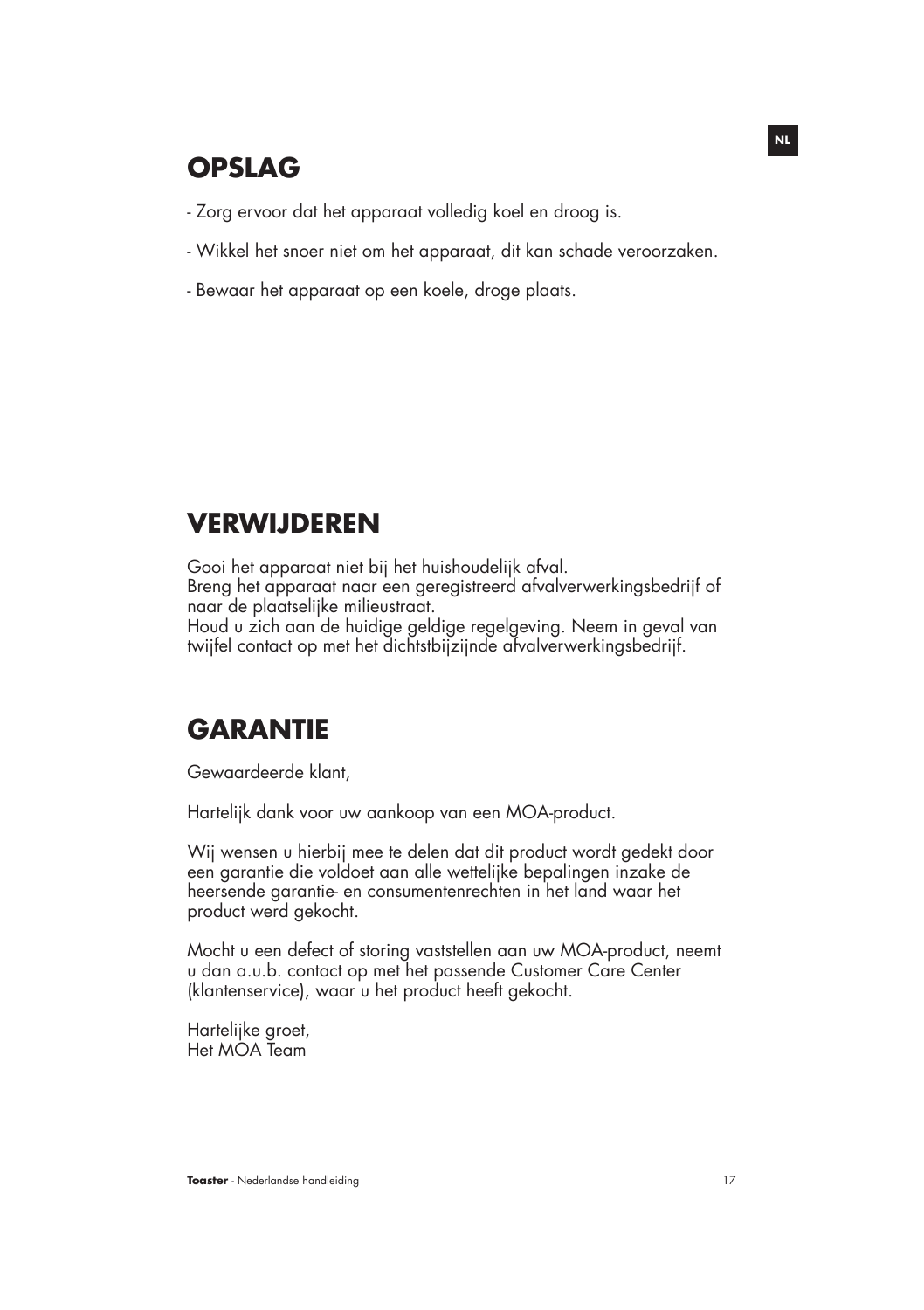## OPSLAG

- Zorg ervoor dat het apparaat volledig koel en droog is.

- Wikkel het snoer niet om het apparaat, dit kan schade veroorzaken.

- Bewaar het apparaat op een koele, droge plaats.

## VERWIJDEREN

Gooi het apparaat niet bij het huishoudelijk afval.
Breng het apparaat naar een geregistreerd afvalverwerkingsbedrijf of naar de plaatselijke milieustraat.
Houd u zich aan de huidige geldige regelgeving. Neem in geval van twijfel contact op met het dichtstbijzijnde afvalverwerkingsbedrijf.

## GARANTIE

Gewaardeerde klant,

Hartelijk dank voor uw aankoop van een MOA-product.

Wij wensen u hierbij mee te delen dat dit product wordt gedekt door een garantie die voldoet aan alle wettelijke bepalingen inzake de heersende garantie- en consumentenrechten in het land waar het product werd gekocht.

Mocht u een defect of storing vaststellen aan uw MOA-product, neemt u dan a.u.b. contact op met het passende Customer Care Center (klantenservice), waar u het product heeft gekocht.

Hartelijke groet,
Het MOA Team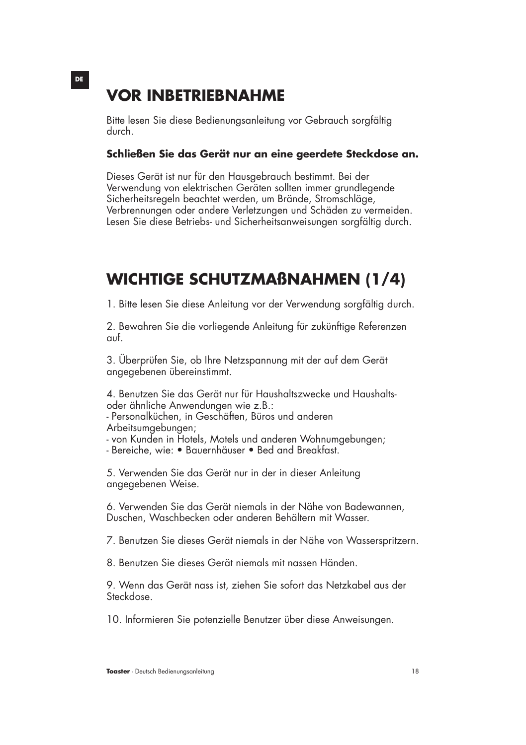# VOR INBETRIEBNAHME

Bitte lesen Sie diese Bedienungsanleitung vor Gebrauch sorgfältig durch.

**Schließen Sie das Gerät nur an eine geerdete Steckdose an.**

Dieses Gerät ist nur für den Hausgebrauch bestimmt. Bei der Verwendung von elektrischen Geräten sollten immer grundlegende Sicherheitsregeln beachtet werden, um Brände, Stromschläge, Verbrennungen oder andere Verletzungen und Schäden zu vermeiden. Lesen Sie diese Betriebs- und Sicherheitsanweisungen sorgfältig durch.

# WICHTIGE SCHUTZMAẞNAHMEN (1/4)

1. Bitte lesen Sie diese Anleitung vor der Verwendung sorgfältig durch.

2. Bewahren Sie die vorliegende Anleitung für zukünftige Referenzen auf.

3. Überprüfen Sie, ob Ihre Netzspannung mit der auf dem Gerät angegebenen übereinstimmt.

4. Benutzen Sie das Gerät nur für Haushaltszwecke und Haushalts- oder ähnliche Anwendungen wie z.B.:
- Personalküchen, in Geschäften, Büros und anderen Arbeitsumgebungen;
- von Kunden in Hotels, Motels und anderen Wohnumgebungen;
- Bereiche, wie: • Bauernhäuser • Bed and Breakfast.

5. Verwenden Sie das Gerät nur in der in dieser Anleitung angegebenen Weise.

6. Verwenden Sie das Gerät niemals in der Nähe von Badewannen, Duschen, Waschbecken oder anderen Behältern mit Wasser.

7. Benutzen Sie dieses Gerät niemals in der Nähe von Wasserspritzern.

8. Benutzen Sie dieses Gerät niemals mit nassen Händen.

9. Wenn das Gerät nass ist, ziehen Sie sofort das Netzkabel aus der Steckdose.

10. Informieren Sie potenzielle Benutzer über diese Anweisungen.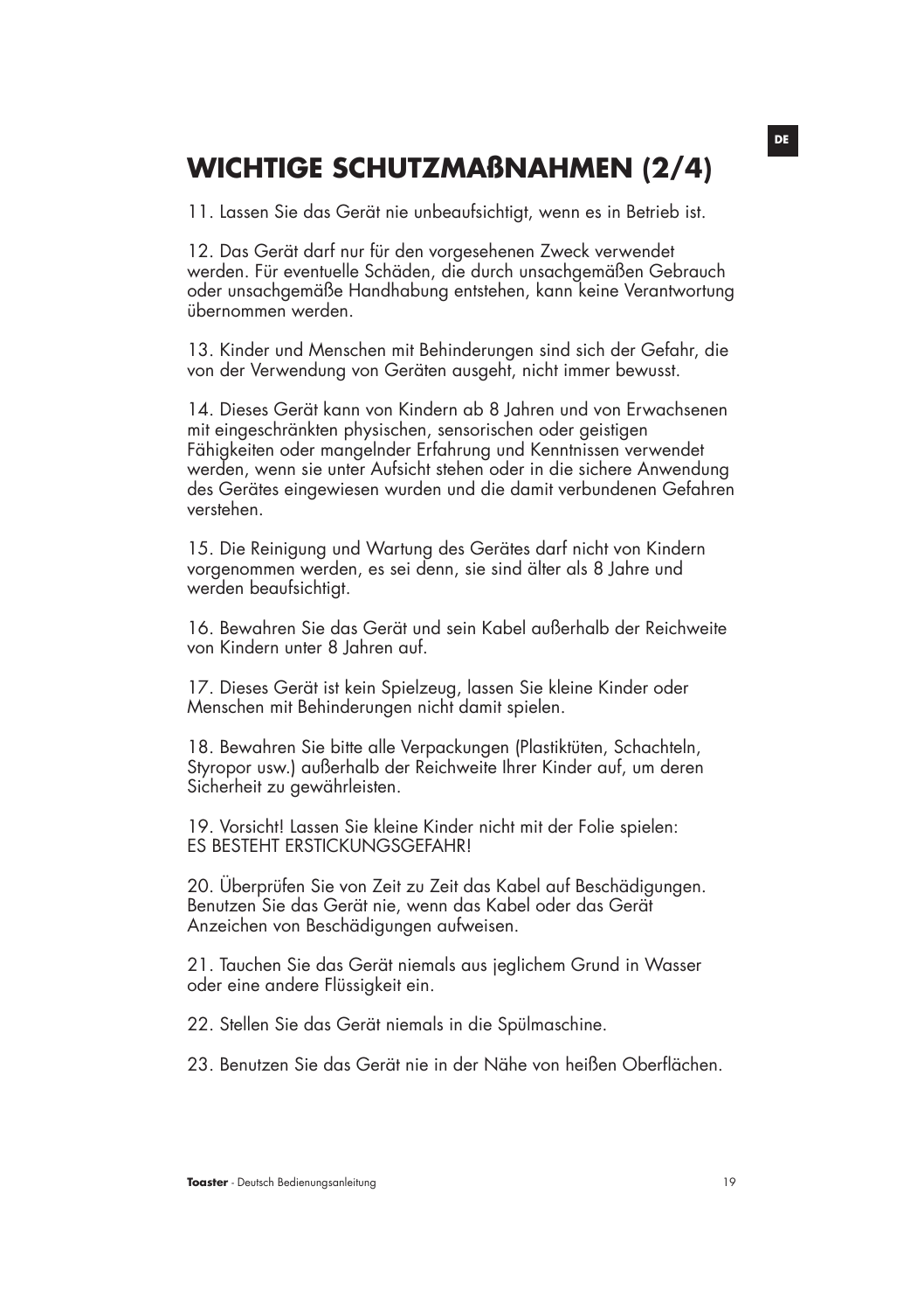# WICHTIGE SCHUTZMAßNAHMEN (2/4)

11. Lassen Sie das Gerät nie unbeaufsichtigt, wenn es in Betrieb ist.

12. Das Gerät darf nur für den vorgesehenen Zweck verwendet werden. Für eventuelle Schäden, die durch unsachgemäßen Gebrauch oder unsachgemäße Handhabung entstehen, kann keine Verantwortung übernommen werden.

13. Kinder und Menschen mit Behinderungen sind sich der Gefahr, die von der Verwendung von Geräten ausgeht, nicht immer bewusst.

14. Dieses Gerät kann von Kindern ab 8 Jahren und von Erwachsenen mit eingeschränkten physischen, sensorischen oder geistigen Fähigkeiten oder mangelnder Erfahrung und Kenntnissen verwendet werden, wenn sie unter Aufsicht stehen oder in die sichere Anwendung des Gerätes eingewiesen wurden und die damit verbundenen Gefahren verstehen.

15. Die Reinigung und Wartung des Gerätes darf nicht von Kindern vorgenommen werden, es sei denn, sie sind älter als 8 Jahre und werden beaufsichtigt.

16. Bewahren Sie das Gerät und sein Kabel außerhalb der Reichweite von Kindern unter 8 Jahren auf.

17. Dieses Gerät ist kein Spielzeug, lassen Sie kleine Kinder oder Menschen mit Behinderungen nicht damit spielen.

18. Bewahren Sie bitte alle Verpackungen (Plastiktüten, Schachteln, Styropor usw.) außerhalb der Reichweite Ihrer Kinder auf, um deren Sicherheit zu gewährleisten.

19. Vorsicht! Lassen Sie kleine Kinder nicht mit der Folie spielen:
ES BESTEHT ERSTICKUNGSGEFAHR!

20. Überprüfen Sie von Zeit zu Zeit das Kabel auf Beschädigungen. Benutzen Sie das Gerät nie, wenn das Kabel oder das Gerät Anzeichen von Beschädigungen aufweisen.

21. Tauchen Sie das Gerät niemals aus jeglichem Grund in Wasser oder eine andere Flüssigkeit ein.

22. Stellen Sie das Gerät niemals in die Spülmaschine.

23. Benutzen Sie das Gerät nie in der Nähe von heißen Oberflächen.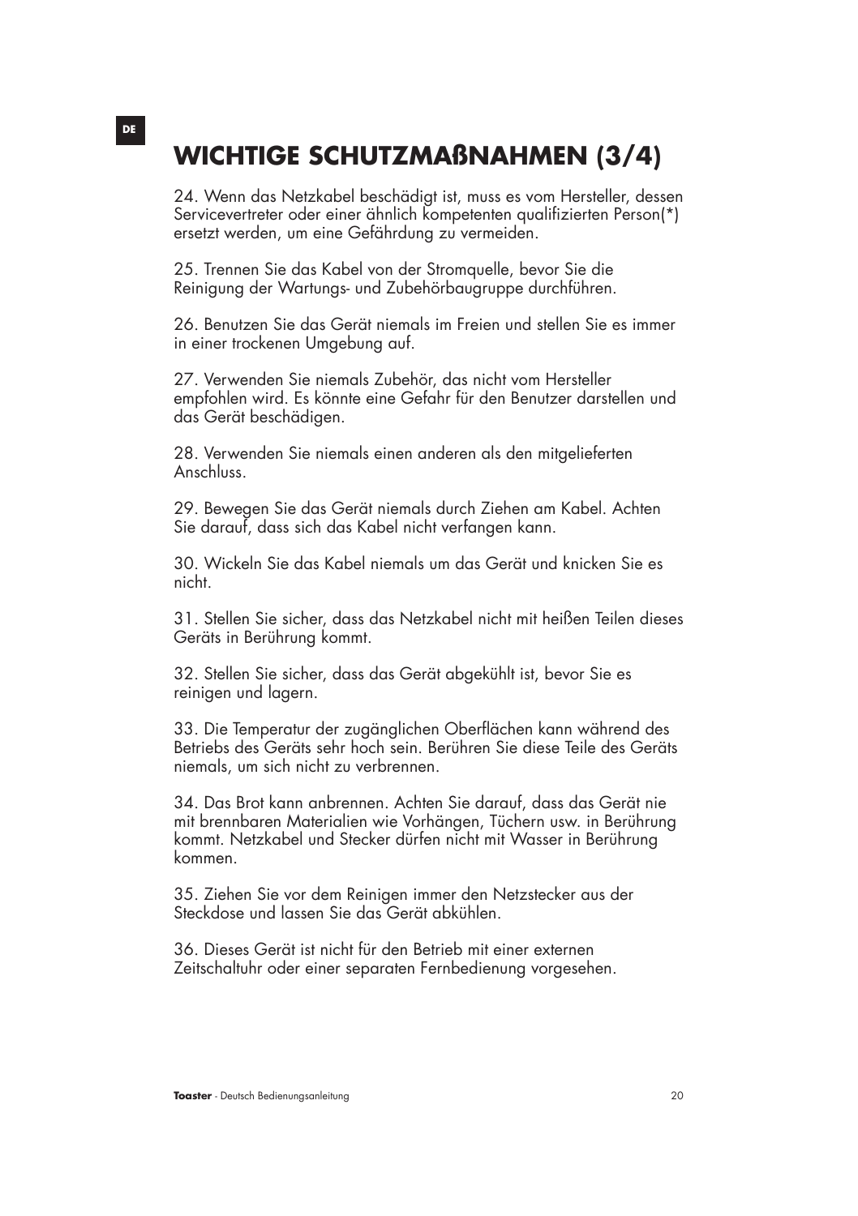# WICHTIGE SCHUTZMAßNAHMEN (3/4)

24. Wenn das Netzkabel beschädigt ist, muss es vom Hersteller, dessen Servicevertreter oder einer ähnlich kompetenten qualifizierten Person(*) ersetzt werden, um eine Gefährdung zu vermeiden.

25. Trennen Sie das Kabel von der Stromquelle, bevor Sie die Reinigung der Wartungs- und Zubehörbaugruppe durchführen.

26. Benutzen Sie das Gerät niemals im Freien und stellen Sie es immer in einer trockenen Umgebung auf.

27. Verwenden Sie niemals Zubehör, das nicht vom Hersteller empfohlen wird. Es könnte eine Gefahr für den Benutzer darstellen und das Gerät beschädigen.

28. Verwenden Sie niemals einen anderen als den mitgelieferten Anschluss.

29. Bewegen Sie das Gerät niemals durch Ziehen am Kabel. Achten Sie darauf, dass sich das Kabel nicht verfangen kann.

30. Wickeln Sie das Kabel niemals um das Gerät und knicken Sie es nicht.

31. Stellen Sie sicher, dass das Netzkabel nicht mit heißen Teilen dieses Geräts in Berührung kommt.

32. Stellen Sie sicher, dass das Gerät abgekühlt ist, bevor Sie es reinigen und lagern.

33. Die Temperatur der zugänglichen Oberflächen kann während des Betriebs des Geräts sehr hoch sein. Berühren Sie diese Teile des Geräts niemals, um sich nicht zu verbrennen.

34. Das Brot kann anbrennen. Achten Sie darauf, dass das Gerät nie mit brennbaren Materialien wie Vorhängen, Tüchern usw. in Berührung kommt. Netzkabel und Stecker dürfen nicht mit Wasser in Berührung kommen.

35. Ziehen Sie vor dem Reinigen immer den Netzstecker aus der Steckdose und lassen Sie das Gerät abkühlen.

36. Dieses Gerät ist nicht für den Betrieb mit einer externen Zeitschaltuhr oder einer separaten Fernbedienung vorgesehen.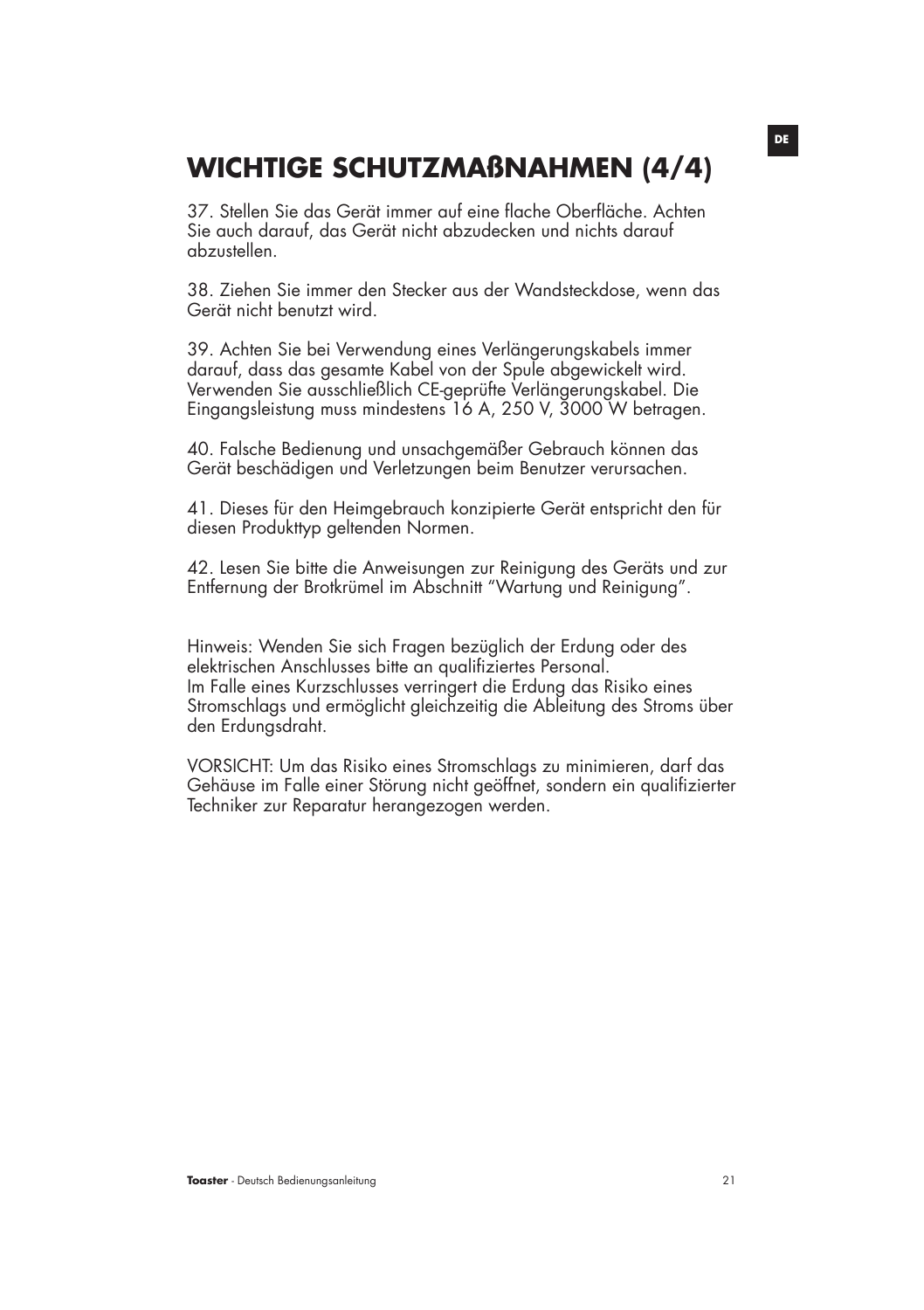# WICHTIGE SCHUTZMAẞNAHMEN (4/4)

37. Stellen Sie das Gerät immer auf eine flache Oberfläche. Achten Sie auch darauf, das Gerät nicht abzudecken und nichts darauf abzustellen.

38. Ziehen Sie immer den Stecker aus der Wandsteckdose, wenn das Gerät nicht benutzt wird.

39. Achten Sie bei Verwendung eines Verlängerungskabels immer darauf, dass das gesamte Kabel von der Spule abgewickelt wird. Verwenden Sie ausschließlich CE-geprüfte Verlängerungskabel. Die Eingangsleistung muss mindestens 16 A, 250 V, 3000 W betragen.

40. Falsche Bedienung und unsachgemäßer Gebrauch können das Gerät beschädigen und Verletzungen beim Benutzer verursachen.

41. Dieses für den Heimgebrauch konzipierte Gerät entspricht den für diesen Produkttyp geltenden Normen.

42. Lesen Sie bitte die Anweisungen zur Reinigung des Geräts und zur Entfernung der Brotkrümel im Abschnitt "Wartung und Reinigung".

Hinweis: Wenden Sie sich Fragen bezüglich der Erdung oder des elektrischen Anschlusses bitte an qualifiziertes Personal.
Im Falle eines Kurzschlusses verringert die Erdung das Risiko eines Stromschlags und ermöglicht gleichzeitig die Ableitung des Stroms über den Erdungsdraht.

VORSICHT: Um das Risiko eines Stromschlags zu minimieren, darf das Gehäuse im Falle einer Störung nicht geöffnet, sondern ein qualifizierter Techniker zur Reparatur herangezogen werden.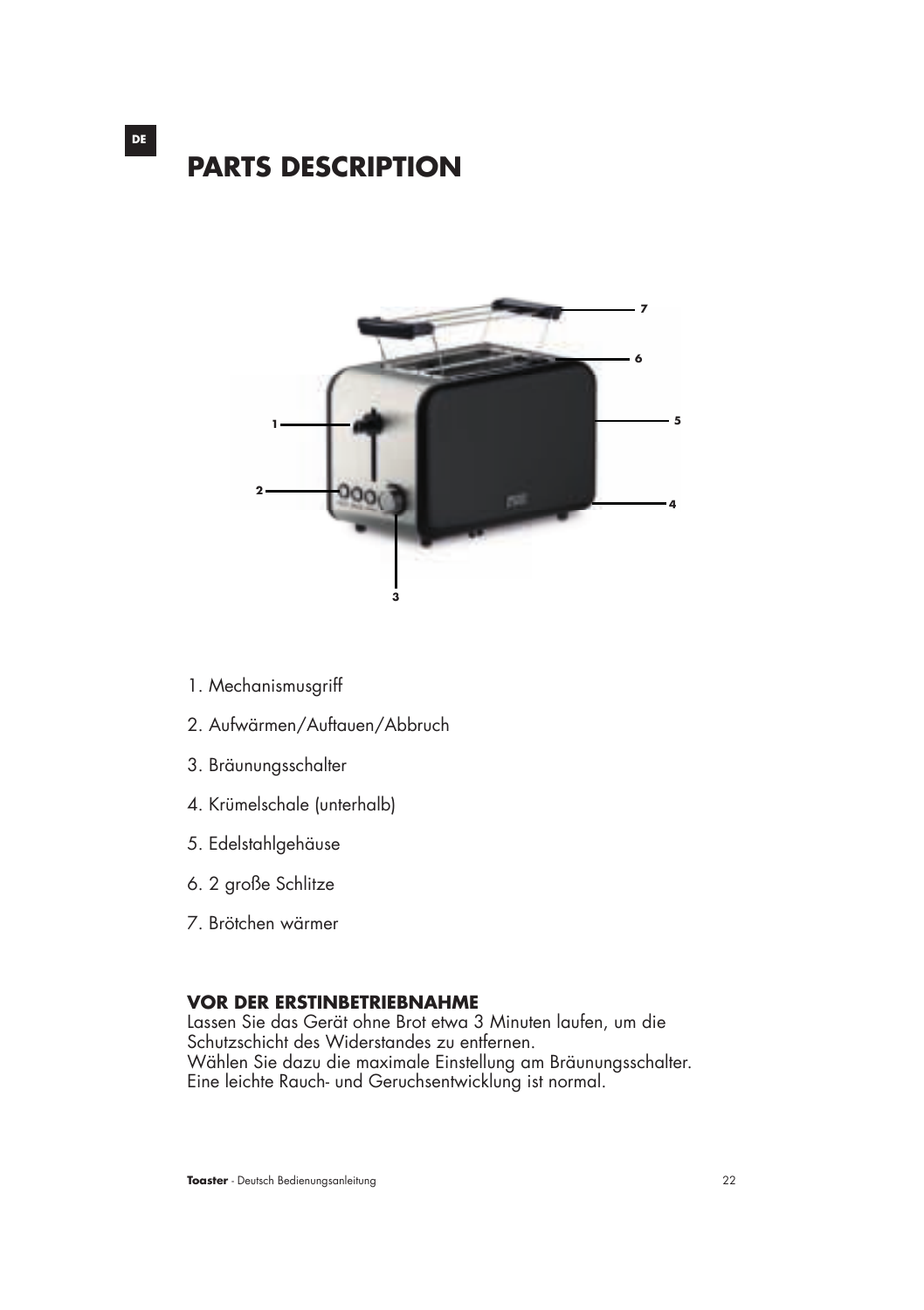# PARTS DESCRIPTION

1. Mechanismusgriff
2. Aufwärmen/Auftauen/Abbruch
3. Bräunungsschalter
4. Krümelschale (unterhalb)
5. Edelstahlgehäuse
6. 2 große Schlitze
7. Brötchen wärmer

## VOR DER ERSTINBETRIEBNAHME

Lassen Sie das Gerät ohne Brot etwa 3 Minuten laufen, um die Schutzschicht des Widerstandes zu entfernen.
Wählen Sie dazu die maximale Einstellung am Bräunungsschalter.
Eine leichte Rauch- und Geruchsentwicklung ist normal.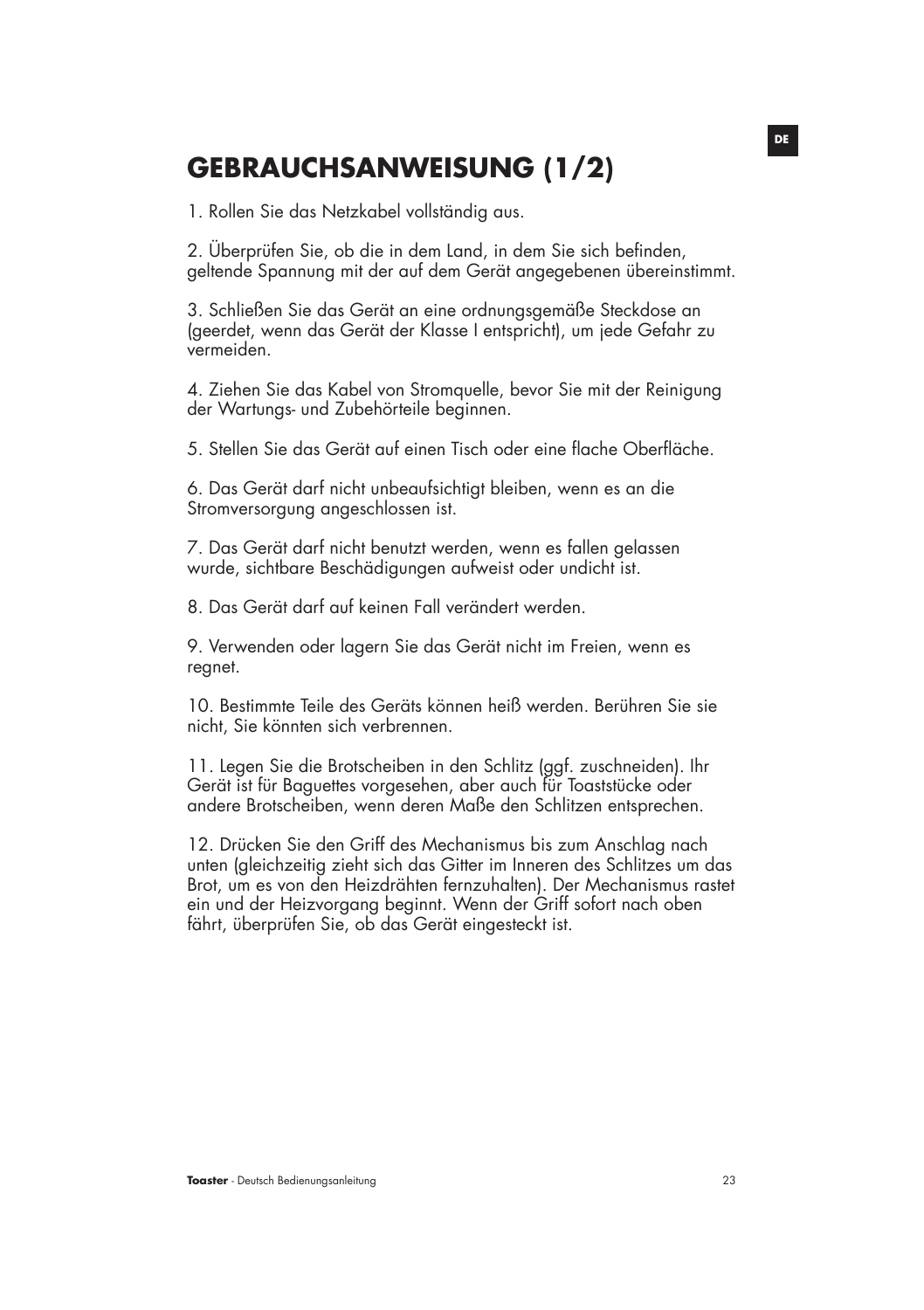# GEBRAUCHSANWEISUNG (1/2)

1. Rollen Sie das Netzkabel vollständig aus.

2. Überprüfen Sie, ob die in dem Land, in dem Sie sich befinden, geltende Spannung mit der auf dem Gerät angegebenen übereinstimmt.

3. Schließen Sie das Gerät an eine ordnungsgemäße Steckdose an (geerdet, wenn das Gerät der Klasse I entspricht), um jede Gefahr zu vermeiden.

4. Ziehen Sie das Kabel von Stromquelle, bevor Sie mit der Reinigung der Wartungs- und Zubehörteile beginnen.

5. Stellen Sie das Gerät auf einen Tisch oder eine flache Oberfläche.

6. Das Gerät darf nicht unbeaufsichtigt bleiben, wenn es an die Stromversorgung angeschlossen ist.

7. Das Gerät darf nicht benutzt werden, wenn es fallen gelassen wurde, sichtbare Beschädigungen aufweist oder undicht ist.

8. Das Gerät darf auf keinen Fall verändert werden.

9. Verwenden oder lagern Sie das Gerät nicht im Freien, wenn es regnet.

10. Bestimmte Teile des Geräts können heiß werden. Berühren Sie sie nicht, Sie könnten sich verbrennen.

11. Legen Sie die Brotscheiben in den Schlitz (ggf. zuschneiden). Ihr Gerät ist für Baguettes vorgesehen, aber auch für Toaststücke oder andere Brotscheiben, wenn deren Maße den Schlitzen entsprechen.

12. Drücken Sie den Griff des Mechanismus bis zum Anschlag nach unten (gleichzeitig zieht sich das Gitter im Inneren des Schlitzes um das Brot, um es von den Heizdrähten fernzuhalten). Der Mechanismus rastet ein und der Heizvorgang beginnt. Wenn der Griff sofort nach oben fährt, überprüfen Sie, ob das Gerät eingesteckt ist.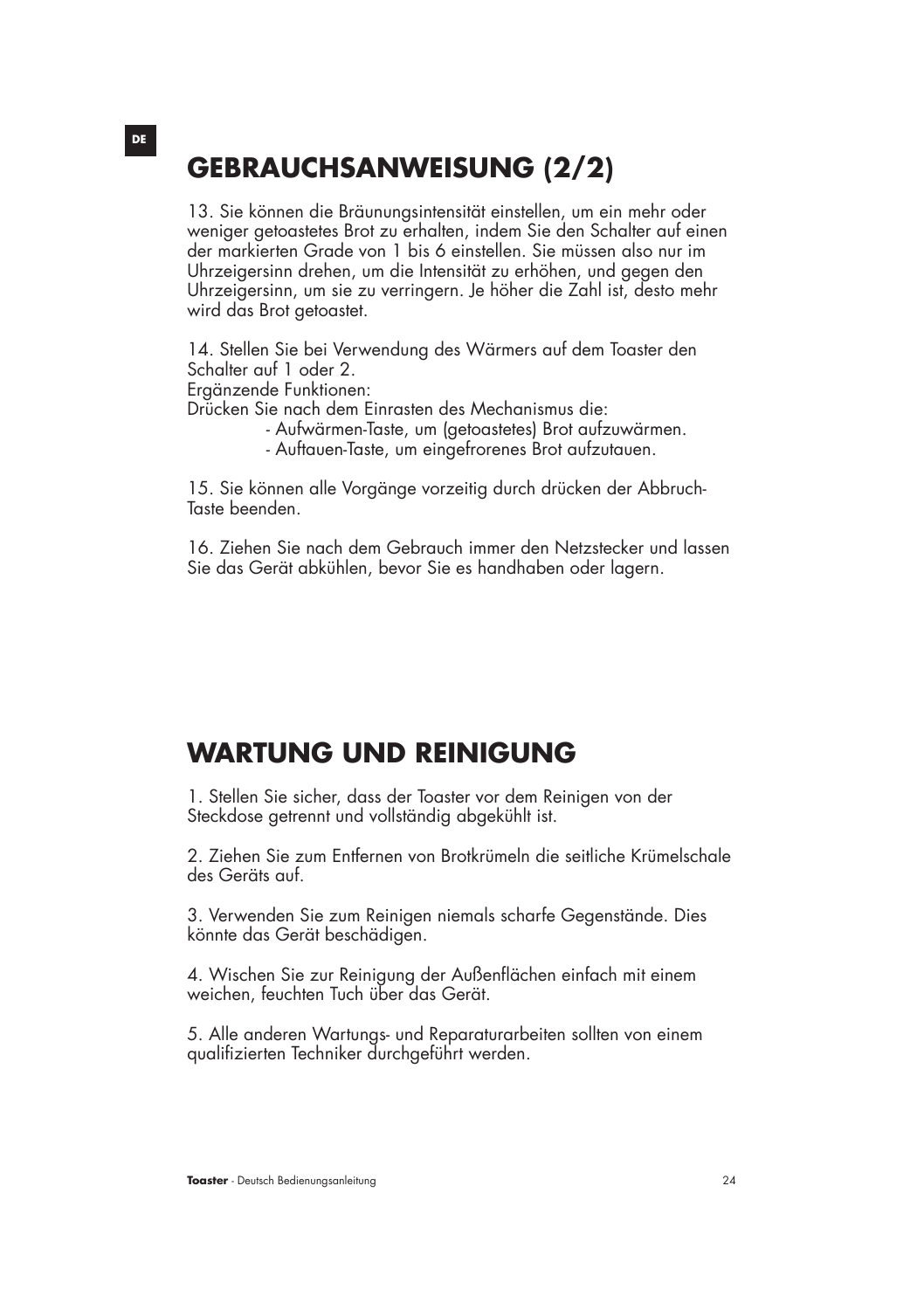# GEBRAUCHSANWEISUNG (2/2)

13. Sie können die Bräunungsintensität einstellen, um ein mehr oder weniger getoastetes Brot zu erhalten, indem Sie den Schalter auf einen der markierten Grade von 1 bis 6 einstellen. Sie müssen also nur im Uhrzeigersinn drehen, um die Intensität zu erhöhen, und gegen den Uhrzeigersinn, um sie zu verringern. Je höher die Zahl ist, desto mehr wird das Brot getoastet.

14. Stellen Sie bei Verwendung des Wärmers auf dem Toaster den Schalter auf 1 oder 2.
Ergänzende Funktionen:
Drücken Sie nach dem Einrasten des Mechanismus die:

- Aufwärmen-Taste, um (getoastetes) Brot aufzuwärmen.
- Auftauen-Taste, um eingefrorenes Brot aufzutauen.

15. Sie können alle Vorgänge vorzeitig durch drücken der Abbruch-Taste beenden.

16. Ziehen Sie nach dem Gebrauch immer den Netzstecker und lassen Sie das Gerät abkühlen, bevor Sie es handhaben oder lagern.

# WARTUNG UND REINIGUNG

1. Stellen Sie sicher, dass der Toaster vor dem Reinigen von der Steckdose getrennt und vollständig abgekühlt ist.

2. Ziehen Sie zum Entfernen von Brotkrümeln die seitliche Krümelschale des Geräts auf.

3. Verwenden Sie zum Reinigen niemals scharfe Gegenstände. Dies könnte das Gerät beschädigen.

4. Wischen Sie zur Reinigung der Außenflächen einfach mit einem weichen, feuchten Tuch über das Gerät.

5. Alle anderen Wartungs- und Reparaturarbeiten sollten von einem qualifizierten Techniker durchgeführt werden.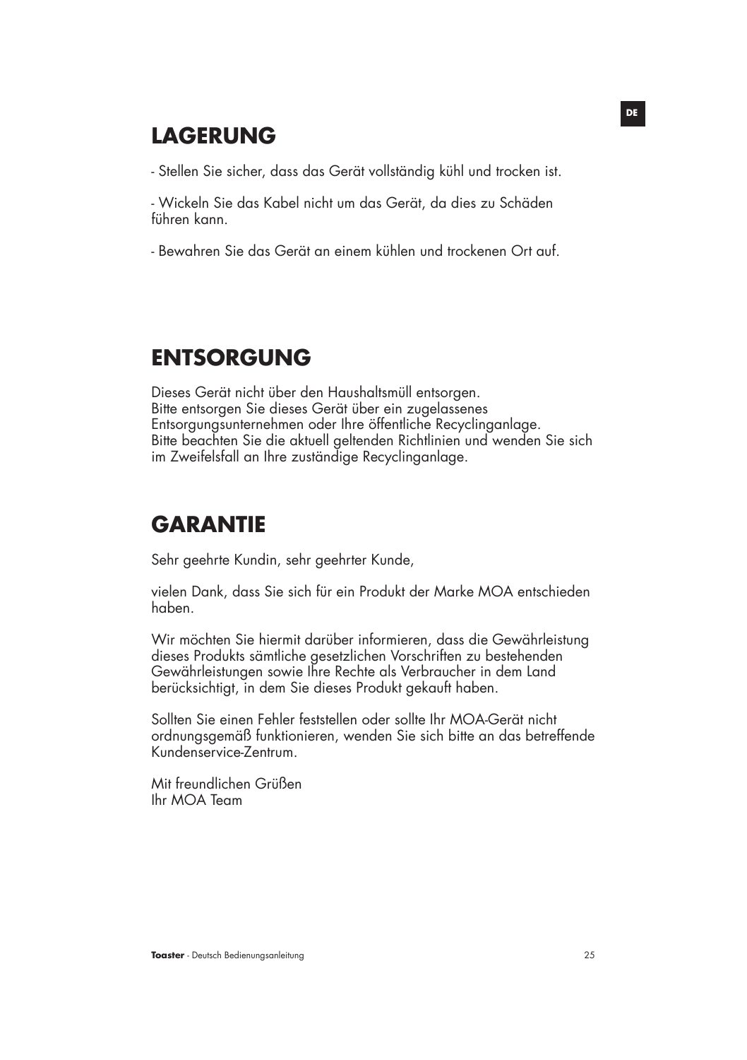## LAGERUNG

- Stellen Sie sicher, dass das Gerät vollständig kühl und trocken ist.

- Wickeln Sie das Kabel nicht um das Gerät, da dies zu Schäden führen kann.

- Bewahren Sie das Gerät an einem kühlen und trockenen Ort auf.

## ENTSORGUNG

Dieses Gerät nicht über den Haushaltsmüll entsorgen.
Bitte entsorgen Sie dieses Gerät über ein zugelassenes Entsorgungsunternehmen oder Ihre öffentliche Recyclinganlage.
Bitte beachten Sie die aktuell geltenden Richtlinien und wenden Sie sich im Zweifelsfall an Ihre zuständige Recyclinganlage.

## GARANTIE

Sehr geehrte Kundin, sehr geehrter Kunde,

vielen Dank, dass Sie sich für ein Produkt der Marke MOA entschieden haben.

Wir möchten Sie hiermit darüber informieren, dass die Gewährleistung dieses Produkts sämtliche gesetzlichen Vorschriften zu bestehenden Gewährleistungen sowie Ihre Rechte als Verbraucher in dem Land berücksichtigt, in dem Sie dieses Produkt gekauft haben.

Sollten Sie einen Fehler feststellen oder sollte Ihr MOA-Gerät nicht ordnungsgemäß funktionieren, wenden Sie sich bitte an das betreffende Kundenservice-Zentrum.

Mit freundlichen Grüßen
Ihr MOA Team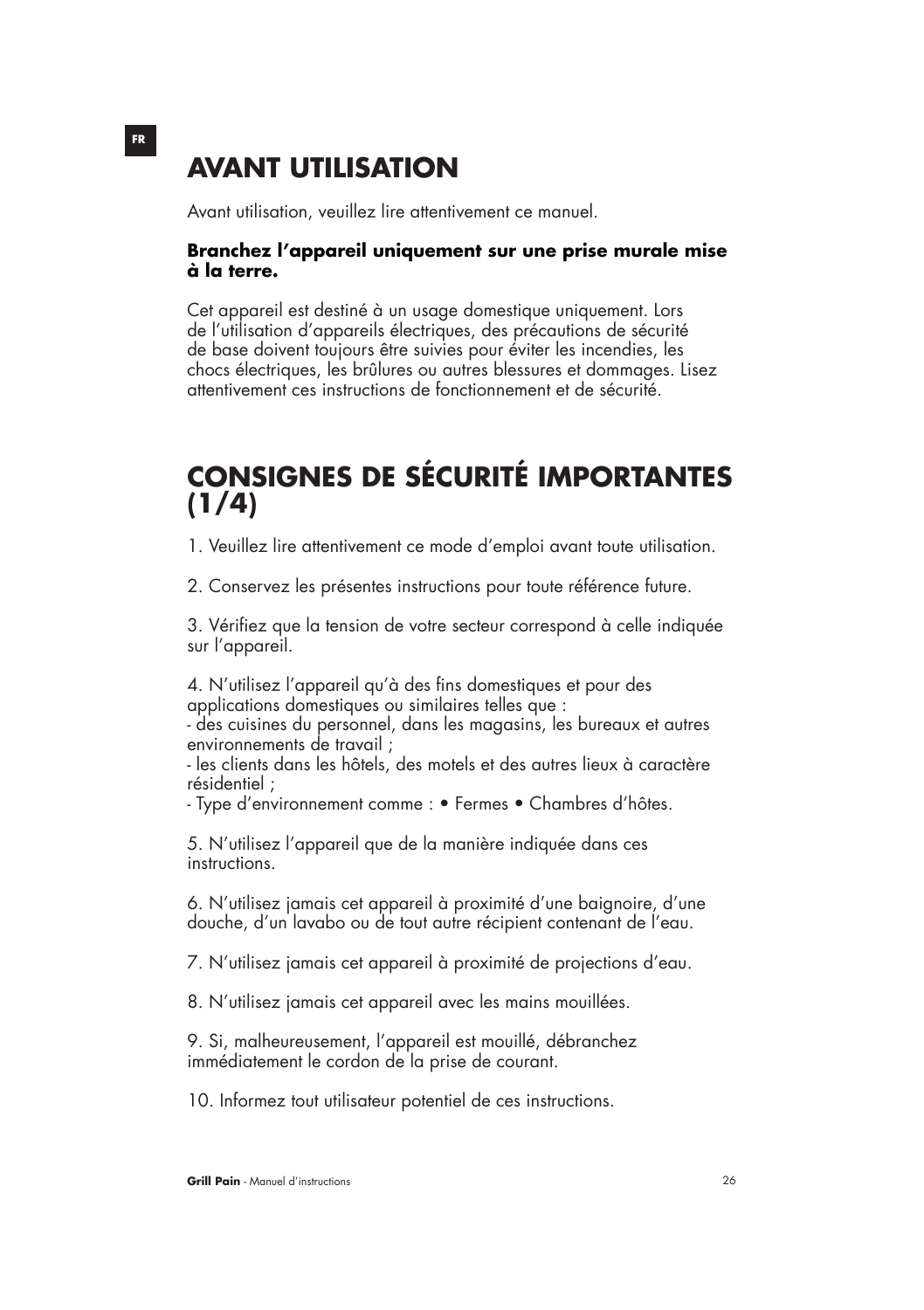# AVANT UTILISATION

Avant utilisation, veuillez lire attentivement ce manuel.

**Branchez l'appareil uniquement sur une prise murale mise à la terre.**

Cet appareil est destiné à un usage domestique uniquement. Lors de l'utilisation d'appareils électriques, des précautions de sécurité de base doivent toujours être suivies pour éviter les incendies, les chocs électriques, les brûlures ou autres blessures et dommages. Lisez attentivement ces instructions de fonctionnement et de sécurité.

# CONSIGNES DE SÉCURITÉ IMPORTANTES (1/4)

1. Veuillez lire attentivement ce mode d'emploi avant toute utilisation.

2. Conservez les présentes instructions pour toute référence future.

3. Vérifiez que la tension de votre secteur correspond à celle indiquée sur l'appareil.

4. N'utilisez l'appareil qu'à des fins domestiques et pour des applications domestiques ou similaires telles que :
- des cuisines du personnel, dans les magasins, les bureaux et autres environnements de travail ;
- les clients dans les hôtels, des motels et des autres lieux à caractère résidentiel ;
- Type d'environnement comme : • Fermes • Chambres d'hôtes.

5. N'utilisez l'appareil que de la manière indiquée dans ces instructions.

6. N'utilisez jamais cet appareil à proximité d'une baignoire, d'une douche, d'un lavabo ou de tout autre récipient contenant de l'eau.

7. N'utilisez jamais cet appareil à proximité de projections d'eau.

8. N'utilisez jamais cet appareil avec les mains mouillées.

9. Si, malheureusement, l'appareil est mouillé, débranchez immédiatement le cordon de la prise de courant.

10. Informez tout utilisateur potentiel de ces instructions.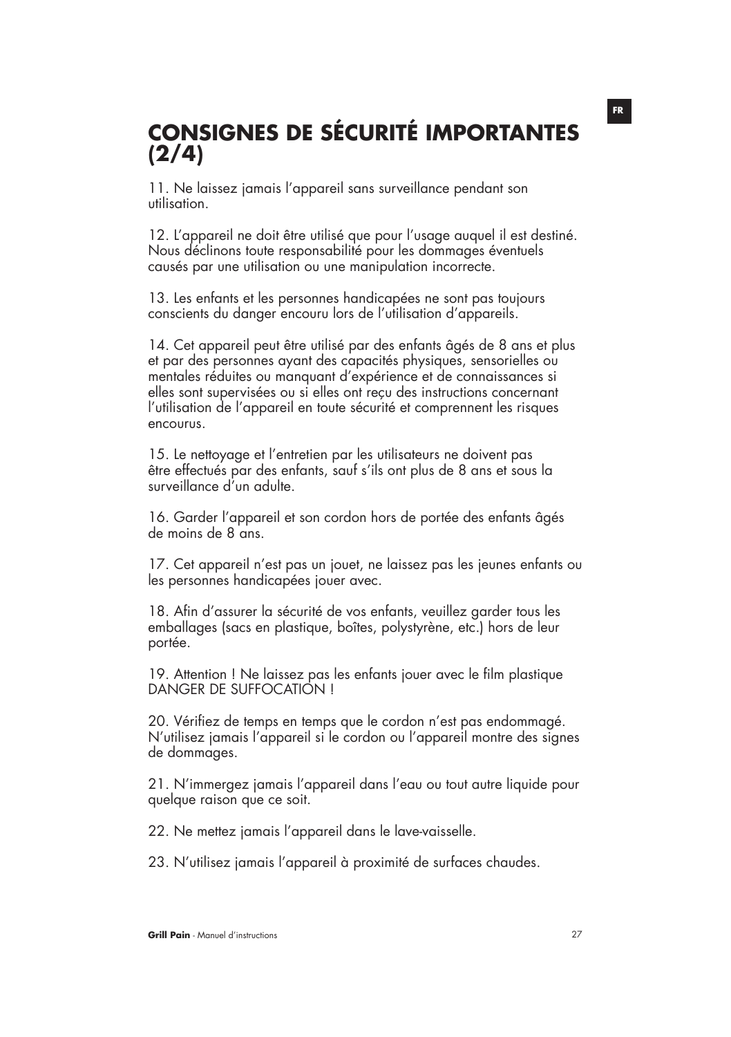# CONSIGNES DE SÉCURITÉ IMPORTANTES (2/4)

11. Ne laissez jamais l'appareil sans surveillance pendant son utilisation.

12. L'appareil ne doit être utilisé que pour l'usage auquel il est destiné. Nous déclinons toute responsabilité pour les dommages éventuels causés par une utilisation ou une manipulation incorrecte.

13. Les enfants et les personnes handicapées ne sont pas toujours conscients du danger encouru lors de l'utilisation d'appareils.

14. Cet appareil peut être utilisé par des enfants âgés de 8 ans et plus et par des personnes ayant des capacités physiques, sensorielles ou mentales réduites ou manquant d'expérience et de connaissances si elles sont supervisées ou si elles ont reçu des instructions concernant l'utilisation de l'appareil en toute sécurité et comprennent les risques encourus.

15. Le nettoyage et l'entretien par les utilisateurs ne doivent pas être effectués par des enfants, sauf s'ils ont plus de 8 ans et sous la surveillance d'un adulte.

16. Garder l'appareil et son cordon hors de portée des enfants âgés de moins de 8 ans.

17. Cet appareil n'est pas un jouet, ne laissez pas les jeunes enfants ou les personnes handicapées jouer avec.

18. Afin d'assurer la sécurité de vos enfants, veuillez garder tous les emballages (sacs en plastique, boîtes, polystyrène, etc.) hors de leur portée.

19. Attention ! Ne laissez pas les enfants jouer avec le film plastique DANGER DE SUFFOCATION !

20. Vérifiez de temps en temps que le cordon n'est pas endommagé. N'utilisez jamais l'appareil si le cordon ou l'appareil montre des signes de dommages.

21. N'immergez jamais l'appareil dans l'eau ou tout autre liquide pour quelque raison que ce soit.

22. Ne mettez jamais l'appareil dans le lave-vaisselle.

23. N'utilisez jamais l'appareil à proximité de surfaces chaudes.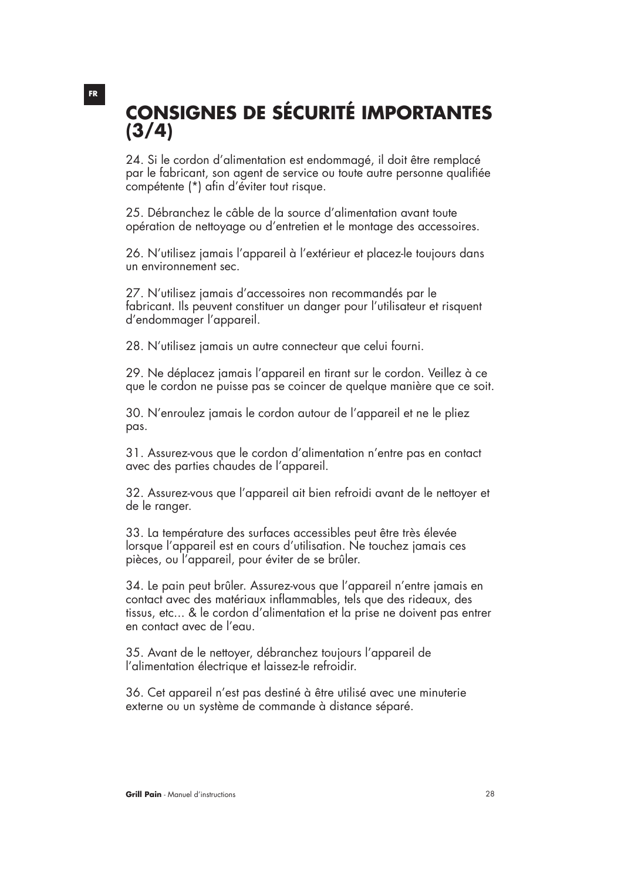# CONSIGNES DE SÉCURITÉ IMPORTANTES (3/4)

24. Si le cordon d'alimentation est endommagé, il doit être remplacé par le fabricant, son agent de service ou toute autre personne qualifiée compétente (*) afin d'éviter tout risque.

25. Débranchez le câble de la source d'alimentation avant toute opération de nettoyage ou d'entretien et le montage des accessoires.

26. N'utilisez jamais l'appareil à l'extérieur et placez-le toujours dans un environnement sec.

27. N'utilisez jamais d'accessoires non recommandés par le fabricant. Ils peuvent constituer un danger pour l'utilisateur et risquent d'endommager l'appareil.

28. N'utilisez jamais un autre connecteur que celui fourni.

29. Ne déplacez jamais l'appareil en tirant sur le cordon. Veillez à ce que le cordon ne puisse pas se coincer de quelque manière que ce soit.

30. N'enroulez jamais le cordon autour de l'appareil et ne le pliez pas.

31. Assurez-vous que le cordon d'alimentation n'entre pas en contact avec des parties chaudes de l'appareil.

32. Assurez-vous que l'appareil ait bien refroidi avant de le nettoyer et de le ranger.

33. La température des surfaces accessibles peut être très élevée lorsque l'appareil est en cours d'utilisation. Ne touchez jamais ces pièces, ou l'appareil, pour éviter de se brûler.

34. Le pain peut brûler. Assurez-vous que l'appareil n'entre jamais en contact avec des matériaux inflammables, tels que des rideaux, des tissus, etc… & le cordon d'alimentation et la prise ne doivent pas entrer en contact avec de l'eau.

35. Avant de le nettoyer, débranchez toujours l'appareil de l'alimentation électrique et laissez-le refroidir.

36. Cet appareil n'est pas destiné à être utilisé avec une minuterie externe ou un système de commande à distance séparé.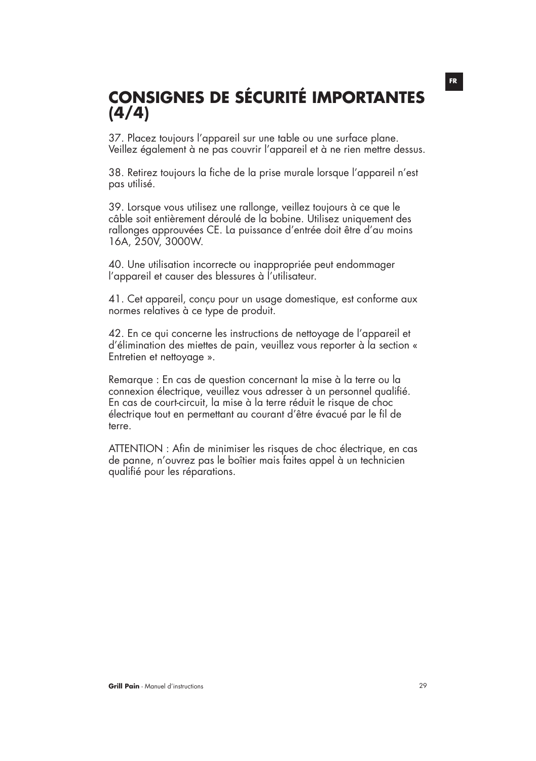# CONSIGNES DE SÉCURITÉ IMPORTANTES (4/4)

37. Placez toujours l'appareil sur une table ou une surface plane. Veillez également à ne pas couvrir l'appareil et à ne rien mettre dessus.

38. Retirez toujours la fiche de la prise murale lorsque l'appareil n'est pas utilisé.

39. Lorsque vous utilisez une rallonge, veillez toujours à ce que le câble soit entièrement déroulé de la bobine. Utilisez uniquement des rallonges approuvées CE. La puissance d'entrée doit être d'au moins 16A, 250V, 3000W.

40. Une utilisation incorrecte ou inappropriée peut endommager l'appareil et causer des blessures à l'utilisateur.

41. Cet appareil, conçu pour un usage domestique, est conforme aux normes relatives à ce type de produit.

42. En ce qui concerne les instructions de nettoyage de l'appareil et d'élimination des miettes de pain, veuillez vous reporter à la section « Entretien et nettoyage ».

Remarque : En cas de question concernant la mise à la terre ou la connexion électrique, veuillez vous adresser à un personnel qualifié. En cas de court-circuit, la mise à la terre réduit le risque de choc électrique tout en permettant au courant d'être évacué par le fil de terre.

ATTENTION : Afin de minimiser les risques de choc électrique, en cas de panne, n'ouvrez pas le boîtier mais faites appel à un technicien qualifié pour les réparations.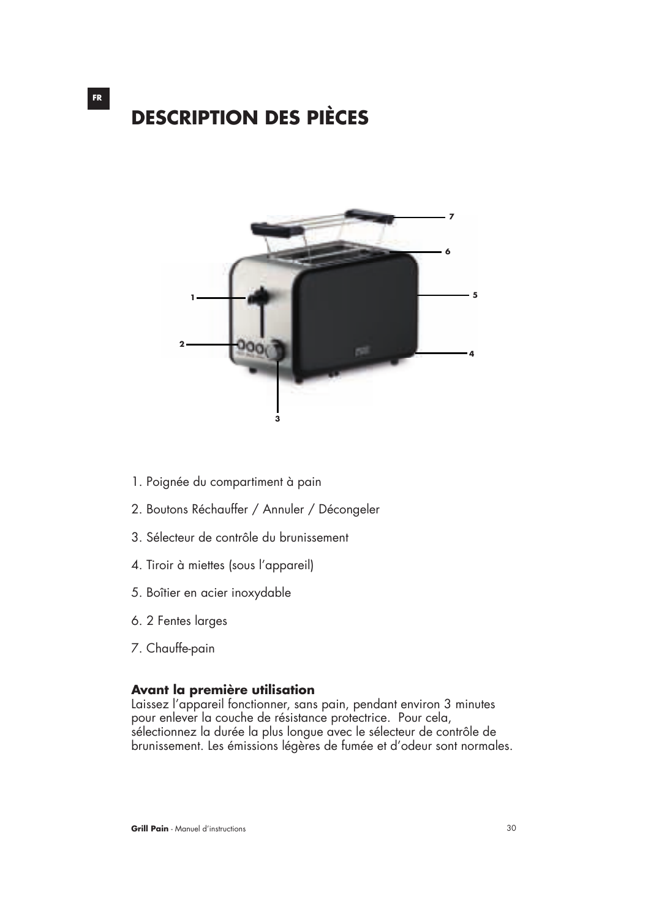# DESCRIPTION DES PIÈCES

1. Poignée du compartiment à pain
2. Boutons Réchauffer / Annuler / Décongeler
3. Sélecteur de contrôle du brunissement
4. Tiroir à miettes (sous l'appareil)
5. Boîtier en acier inoxydable
6. 2 Fentes larges
7. Chauffe-pain

**Avant la première utilisation**
Laissez l'appareil fonctionner, sans pain, pendant environ 3 minutes pour enlever la couche de résistance protectrice. Pour cela, sélectionnez la durée la plus longue avec le sélecteur de contrôle de brunissement. Les émissions légères de fumée et d'odeur sont normales.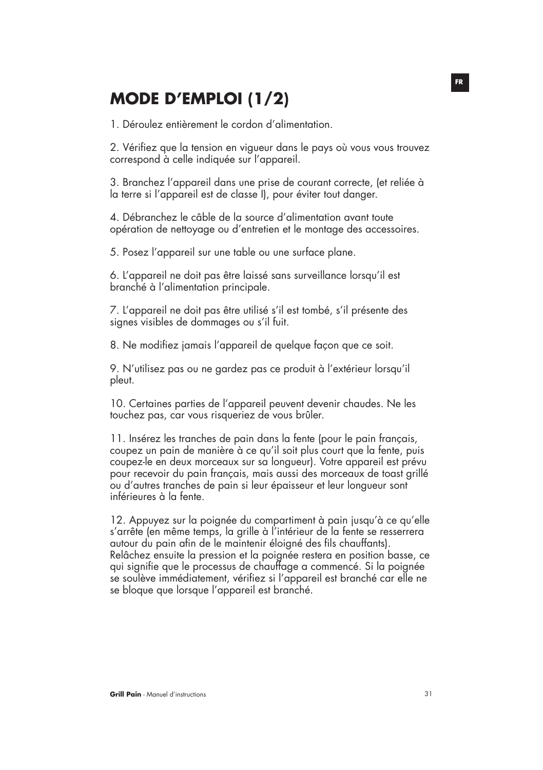# MODE D'EMPLOI (1/2)

1. Déroulez entièrement le cordon d'alimentation.

2. Vérifiez que la tension en vigueur dans le pays où vous vous trouvez correspond à celle indiquée sur l'appareil.

3. Branchez l'appareil dans une prise de courant correcte, (et reliée à la terre si l'appareil est de classe I), pour éviter tout danger.

4. Débranchez le câble de la source d'alimentation avant toute opération de nettoyage ou d'entretien et le montage des accessoires.

5. Posez l'appareil sur une table ou une surface plane.

6. L'appareil ne doit pas être laissé sans surveillance lorsqu'il est branché à l'alimentation principale.

7. L'appareil ne doit pas être utilisé s'il est tombé, s'il présente des signes visibles de dommages ou s'il fuit.

8. Ne modifiez jamais l'appareil de quelque façon que ce soit.

9. N'utilisez pas ou ne gardez pas ce produit à l'extérieur lorsqu'il pleut.

10. Certaines parties de l'appareil peuvent devenir chaudes. Ne les touchez pas, car vous risqueriez de vous brûler.

11. Insérez les tranches de pain dans la fente (pour le pain français, coupez un pain de manière à ce qu'il soit plus court que la fente, puis coupez-le en deux morceaux sur sa longueur). Votre appareil est prévu pour recevoir du pain français, mais aussi des morceaux de toast grillé ou d'autres tranches de pain si leur épaisseur et leur longueur sont inférieures à la fente.

12. Appuyez sur la poignée du compartiment à pain jusqu'à ce qu'elle s'arrête (en même temps, la grille à l'intérieur de la fente se resserrera autour du pain afin de le maintenir éloigné des fils chauffants). Relâchez ensuite la pression et la poignée restera en position basse, ce qui signifie que le processus de chauffage a commencé. Si la poignée se soulève immédiatement, vérifiez si l'appareil est branché car elle ne se bloque que lorsque l'appareil est branché.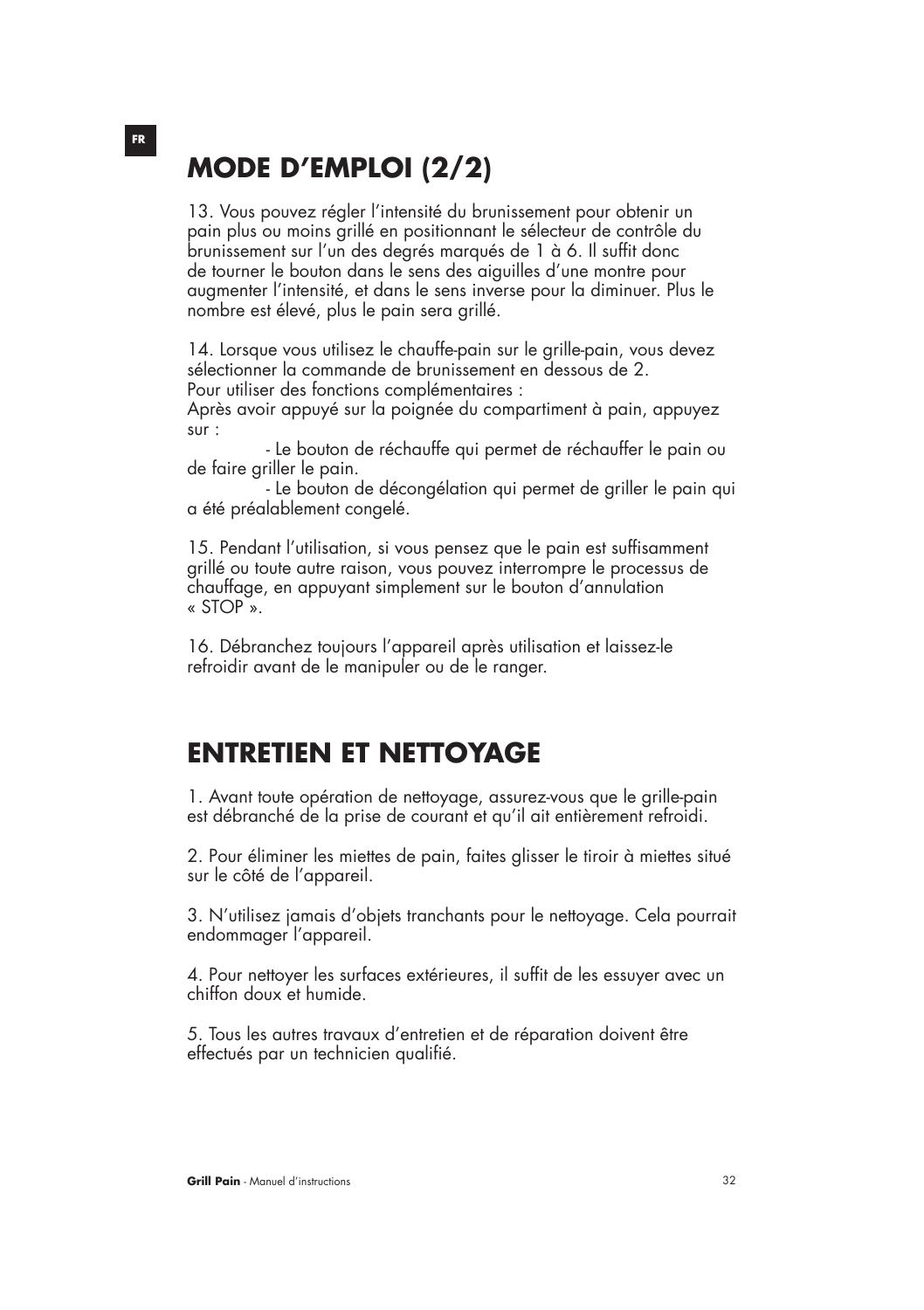# MODE D'EMPLOI (2/2)

13. Vous pouvez régler l'intensité du brunissement pour obtenir un pain plus ou moins grillé en positionnant le sélecteur de contrôle du brunissement sur l'un des degrés marqués de 1 à 6. Il suffit donc de tourner le bouton dans le sens des aiguilles d'une montre pour augmenter l'intensité, et dans le sens inverse pour la diminuer. Plus le nombre est élevé, plus le pain sera grillé.

14. Lorsque vous utilisez le chauffe-pain sur le grille-pain, vous devez sélectionner la commande de brunissement en dessous de 2.
Pour utiliser des fonctions complémentaires :
Après avoir appuyé sur la poignée du compartiment à pain, appuyez sur :
- Le bouton de réchauffe qui permet de réchauffer le pain ou de faire griller le pain.
- Le bouton de décongélation qui permet de griller le pain qui a été préalablement congelé.

15. Pendant l'utilisation, si vous pensez que le pain est suffisamment grillé ou toute autre raison, vous pouvez interrompre le processus de chauffage, en appuyant simplement sur le bouton d'annulation « STOP ».

16. Débranchez toujours l'appareil après utilisation et laissez-le refroidir avant de le manipuler ou de le ranger.

# ENTRETIEN ET NETTOYAGE

1. Avant toute opération de nettoyage, assurez-vous que le grille-pain est débranché de la prise de courant et qu'il ait entièrement refroidi.

2. Pour éliminer les miettes de pain, faites glisser le tiroir à miettes situé sur le côté de l'appareil.

3. N'utilisez jamais d'objets tranchants pour le nettoyage. Cela pourrait endommager l'appareil.

4. Pour nettoyer les surfaces extérieures, il suffit de les essuyer avec un chiffon doux et humide.

5. Tous les autres travaux d'entretien et de réparation doivent être effectués par un technicien qualifié.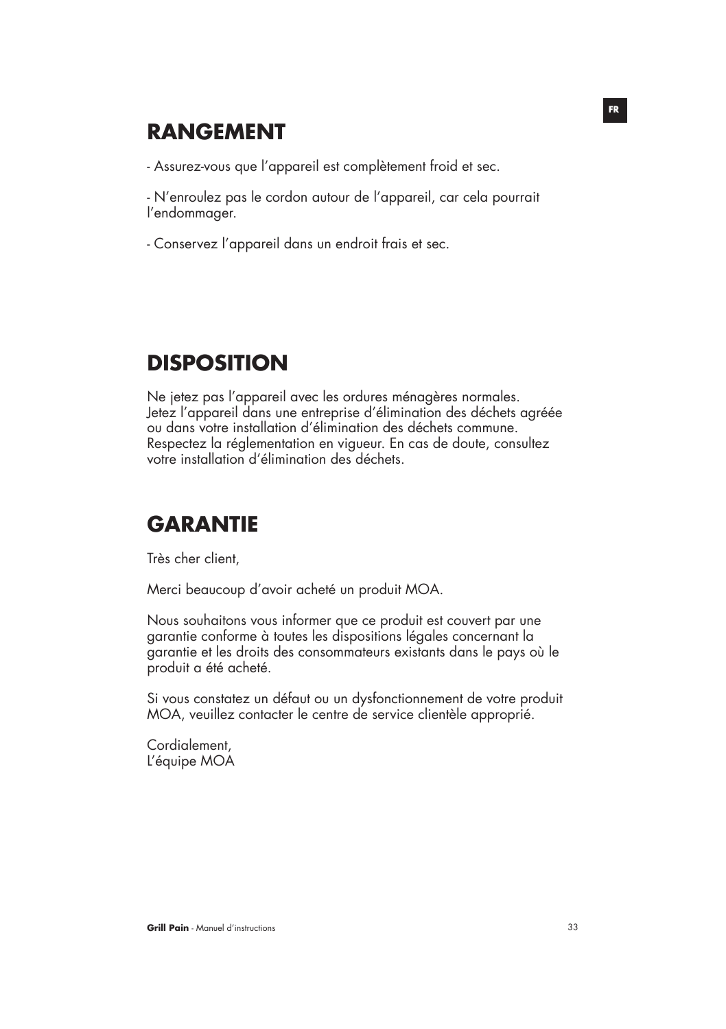## RANGEMENT

- Assurez-vous que l'appareil est complètement froid et sec.

- N'enroulez pas le cordon autour de l'appareil, car cela pourrait l'endommager.

- Conservez l'appareil dans un endroit frais et sec.

## DISPOSITION

Ne jetez pas l'appareil avec les ordures ménagères normales. Jetez l'appareil dans une entreprise d'élimination des déchets agréée ou dans votre installation d'élimination des déchets commune. Respectez la réglementation en vigueur. En cas de doute, consultez votre installation d'élimination des déchets.

## GARANTIE

Très cher client,

Merci beaucoup d'avoir acheté un produit MOA.

Nous souhaitons vous informer que ce produit est couvert par une garantie conforme à toutes les dispositions légales concernant la garantie et les droits des consommateurs existants dans le pays où le produit a été acheté.

Si vous constatez un défaut ou un dysfonctionnement de votre produit MOA, veuillez contacter le centre de service clientèle approprié.

Cordialement,
L'équipe MOA